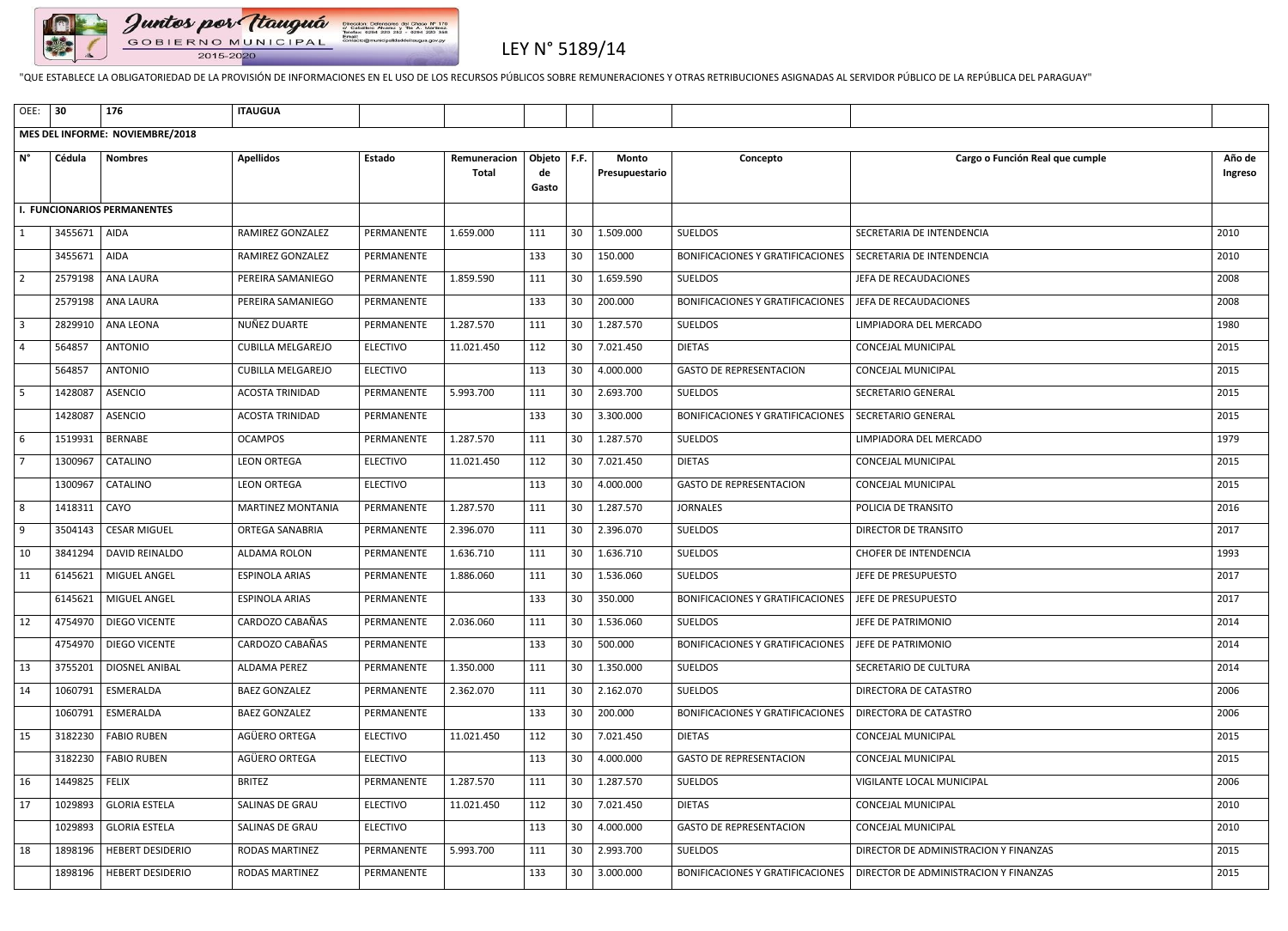Juntos por Itauguá
GOBIERNO MUNICIPAL
2015-2020

Dirección: Defensores del Chaco Nº 179 c/ Caballero Alvarez y Tte A. Martínez. Telefax: 0294 220 252 - 0294 220 346 Email: contacto@municipalidaddeitaugua.gov.py

# LEY N° 5189/14

"QUE ESTABLECE LA OBLIGATORIEDAD DE LA PROVISIÓN DE INFORMACIONES EN EL USO DE LOS RECURSOS PÚBLICOS SOBRE REMUNERACIONES Y OTRAS RETRIBUCIONES ASIGNADAS AL SERVIDOR PÚBLICO DE LA REPÚBLICA DEL PARAGUAY"

| OEE: | 30 | 176 | ITAUGUA | | | | | | | | |
|---|---|---|---|---|---|---|---|---|---|---|---|
| **MES DEL INFORME: NOVIEMBRE/2018** | | | | | | | | | | | |
| **N°** | **Cédula** | **Nombres** | **Apellidos** | **Estado** | **Remuneracion Total** | **Objeto de Gasto** | **F.F.** | **Monto Presupuestario** | **Concepto** | **Cargo o Función Real que cumple** | **Año de Ingreso** |
| **I. FUNCIONARIOS PERMANENTES** | | | | | | | | | | | |
| 1 | 3455671 | AIDA | RAMIREZ GONZALEZ | PERMANENTE | 1.659.000 | 111 | 30 | 1.509.000 | SUELDOS | SECRETARIA DE INTENDENCIA | 2010 |
| | 3455671 | AIDA | RAMIREZ GONZALEZ | PERMANENTE | | 133 | 30 | 150.000 | BONIFICACIONES Y GRATIFICACIONES | SECRETARIA DE INTENDENCIA | 2010 |
| 2 | 2579198 | ANA LAURA | PEREIRA SAMANIEGO | PERMANENTE | 1.859.590 | 111 | 30 | 1.659.590 | SUELDOS | JEFA DE RECAUDACIONES | 2008 |
| | 2579198 | ANA LAURA | PEREIRA SAMANIEGO | PERMANENTE | | 133 | 30 | 200.000 | BONIFICACIONES Y GRATIFICACIONES | JEFA DE RECAUDACIONES | 2008 |
| 3 | 2829910 | ANA LEONA | NUÑEZ DUARTE | PERMANENTE | 1.287.570 | 111 | 30 | 1.287.570 | SUELDOS | LIMPIADORA DEL MERCADO | 1980 |
| 4 | 564857 | ANTONIO | CUBILLA MELGAREJO | ELECTIVO | 11.021.450 | 112 | 30 | 7.021.450 | DIETAS | CONCEJAL MUNICIPAL | 2015 |
| | 564857 | ANTONIO | CUBILLA MELGAREJO | ELECTIVO | | 113 | 30 | 4.000.000 | GASTO DE REPRESENTACION | CONCEJAL MUNICIPAL | 2015 |
| 5 | 1428087 | ASENCIO | ACOSTA TRINIDAD | PERMANENTE | 5.993.700 | 111 | 30 | 2.693.700 | SUELDOS | SECRETARIO GENERAL | 2015 |
| | 1428087 | ASENCIO | ACOSTA TRINIDAD | PERMANENTE | | 133 | 30 | 3.300.000 | BONIFICACIONES Y GRATIFICACIONES | SECRETARIO GENERAL | 2015 |
| 6 | 1519931 | BERNABE | OCAMPOS | PERMANENTE | 1.287.570 | 111 | 30 | 1.287.570 | SUELDOS | LIMPIADORA DEL MERCADO | 1979 |
| 7 | 1300967 | CATALINO | LEON ORTEGA | ELECTIVO | 11.021.450 | 112 | 30 | 7.021.450 | DIETAS | CONCEJAL MUNICIPAL | 2015 |
| | 1300967 | CATALINO | LEON ORTEGA | ELECTIVO | | 113 | 30 | 4.000.000 | GASTO DE REPRESENTACION | CONCEJAL MUNICIPAL | 2015 |
| 8 | 1418311 | CAYO | MARTINEZ MONTANIA | PERMANENTE | 1.287.570 | 111 | 30 | 1.287.570 | JORNALES | POLICIA DE TRANSITO | 2016 |
| 9 | 3504143 | CESAR MIGUEL | ORTEGA SANABRIA | PERMANENTE | 2.396.070 | 111 | 30 | 2.396.070 | SUELDOS | DIRECTOR DE TRANSITO | 2017 |
| 10 | 3841294 | DAVID REINALDO | ALDAMA ROLON | PERMANENTE | 1.636.710 | 111 | 30 | 1.636.710 | SUELDOS | CHOFER DE INTENDENCIA | 1993 |
| 11 | 6145621 | MIGUEL ANGEL | ESPINOLA ARIAS | PERMANENTE | 1.886.060 | 111 | 30 | 1.536.060 | SUELDOS | JEFE DE PRESUPUESTO | 2017 |
| | 6145621 | MIGUEL ANGEL | ESPINOLA ARIAS | PERMANENTE | | 133 | 30 | 350.000 | BONIFICACIONES Y GRATIFICACIONES | JEFE DE PRESUPUESTO | 2017 |
| 12 | 4754970 | DIEGO VICENTE | CARDOZO CABAÑAS | PERMANENTE | 2.036.060 | 111 | 30 | 1.536.060 | SUELDOS | JEFE DE PATRIMONIO | 2014 |
| | 4754970 | DIEGO VICENTE | CARDOZO CABAÑAS | PERMANENTE | | 133 | 30 | 500.000 | BONIFICACIONES Y GRATIFICACIONES | JEFE DE PATRIMONIO | 2014 |
| 13 | 3755201 | DIOSNEL ANIBAL | ALDAMA PEREZ | PERMANENTE | 1.350.000 | 111 | 30 | 1.350.000 | SUELDOS | SECRETARIO DE CULTURA | 2014 |
| 14 | 1060791 | ESMERALDA | BAEZ GONZALEZ | PERMANENTE | 2.362.070 | 111 | 30 | 2.162.070 | SUELDOS | DIRECTORA DE CATASTRO | 2006 |
| | 1060791 | ESMERALDA | BAEZ GONZALEZ | PERMANENTE | | 133 | 30 | 200.000 | BONIFICACIONES Y GRATIFICACIONES | DIRECTORA DE CATASTRO | 2006 |
| 15 | 3182230 | FABIO RUBEN | AGÜERO ORTEGA | ELECTIVO | 11.021.450 | 112 | 30 | 7.021.450 | DIETAS | CONCEJAL MUNICIPAL | 2015 |
| | 3182230 | FABIO RUBEN | AGÜERO ORTEGA | ELECTIVO | | 113 | 30 | 4.000.000 | GASTO DE REPRESENTACION | CONCEJAL MUNICIPAL | 2015 |
| 16 | 1449825 | FELIX | BRITEZ | PERMANENTE | 1.287.570 | 111 | 30 | 1.287.570 | SUELDOS | VIGILANTE LOCAL MUNICIPAL | 2006 |
| 17 | 1029893 | GLORIA ESTELA | SALINAS DE GRAU | ELECTIVO | 11.021.450 | 112 | 30 | 7.021.450 | DIETAS | CONCEJAL MUNICIPAL | 2010 |
| | 1029893 | GLORIA ESTELA | SALINAS DE GRAU | ELECTIVO | | 113 | 30 | 4.000.000 | GASTO DE REPRESENTACION | CONCEJAL MUNICIPAL | 2010 |
| 18 | 1898196 | HEBERT DESIDERIO | RODAS MARTINEZ | PERMANENTE | 5.993.700 | 111 | 30 | 2.993.700 | SUELDOS | DIRECTOR DE ADMINISTRACION Y FINANZAS | 2015 |
| | 1898196 | HEBERT DESIDERIO | RODAS MARTINEZ | PERMANENTE | | 133 | 30 | 3.000.000 | BONIFICACIONES Y GRATIFICACIONES | DIRECTOR DE ADMINISTRACION Y FINANZAS | 2015 |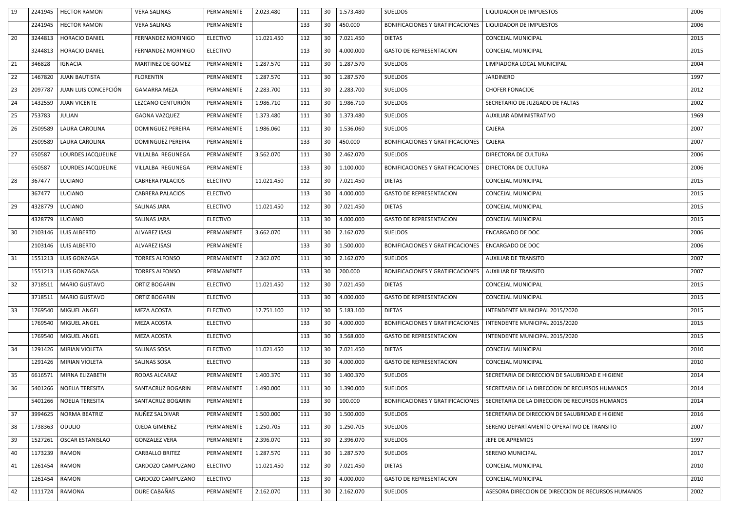| | | | | | | | | | | | |
|---|---|---|---|---|---|---|---|---|---|---|---|
| 19 | 2241945 | HECTOR RAMON | VERA SALINAS | PERMANENTE | 2.023.480 | 111 | 30 | 1.573.480 | SUELDOS | LIQUIDADOR DE IMPUESTOS | 2006 |
| | 2241945 | HECTOR RAMON | VERA SALINAS | PERMANENTE | | 133 | 30 | 450.000 | BONIFICACIONES Y GRATIFICACIONES | LIQUIDADOR DE IMPUESTOS | 2006 |
| 20 | 3244813 | HORACIO DANIEL | FERNANDEZ MORINIGO | ELECTIVO | 11.021.450 | 112 | 30 | 7.021.450 | DIETAS | CONCEJAL MUNICIPAL | 2015 |
| | 3244813 | HORACIO DANIEL | FERNANDEZ MORINIGO | ELECTIVO | | 113 | 30 | 4.000.000 | GASTO DE REPRESENTACION | CONCEJAL MUNICIPAL | 2015 |
| 21 | 346828 | IGNACIA | MARTINEZ DE GOMEZ | PERMANENTE | 1.287.570 | 111 | 30 | 1.287.570 | SUELDOS | LIMPIADORA LOCAL MUNICIPAL | 2004 |
| 22 | 1467820 | JUAN BAUTISTA | FLORENTIN | PERMANENTE | 1.287.570 | 111 | 30 | 1.287.570 | SUELDOS | JARDINERO | 1997 |
| 23 | 2097787 | JUAN LUIS CONCEPCIÓN | GAMARRA MEZA | PERMANENTE | 2.283.700 | 111 | 30 | 2.283.700 | SUELDOS | CHOFER FONACIDE | 2012 |
| 24 | 1432559 | JUAN VICENTE | LEZCANO CENTURIÓN | PERMANENTE | 1.986.710 | 111 | 30 | 1.986.710 | SUELDOS | SECRETARIO DE JUZGADO DE FALTAS | 2002 |
| 25 | 753783 | JULIAN | GAONA VAZQUEZ | PERMANENTE | 1.373.480 | 111 | 30 | 1.373.480 | SUELDOS | AUXILIAR ADMINISTRATIVO | 1969 |
| 26 | 2509589 | LAURA CAROLINA | DOMINGUEZ PEREIRA | PERMANENTE | 1.986.060 | 111 | 30 | 1.536.060 | SUELDOS | CAJERA | 2007 |
| | 2509589 | LAURA CAROLINA | DOMINGUEZ PEREIRA | PERMANENTE | | 133 | 30 | 450.000 | BONIFICACIONES Y GRATIFICACIONES | CAJERA | 2007 |
| 27 | 650587 | LOURDES JACQUELINE | VILLALBA REGUNEGA | PERMANENTE | 3.562.070 | 111 | 30 | 2.462.070 | SUELDOS | DIRECTORA DE CULTURA | 2006 |
| | 650587 | LOURDES JACQUELINE | VILLALBA REGUNEGA | PERMANENTE | | 133 | 30 | 1.100.000 | BONIFICACIONES Y GRATIFICACIONES | DIRECTORA DE CULTURA | 2006 |
| 28 | 367477 | LUCIANO | CABRERA PALACIOS | ELECTIVO | 11.021.450 | 112 | 30 | 7.021.450 | DIETAS | CONCEJAL MUNICIPAL | 2015 |
| | 367477 | LUCIANO | CABRERA PALACIOS | ELECTIVO | | 113 | 30 | 4.000.000 | GASTO DE REPRESENTACION | CONCEJAL MUNICIPAL | 2015 |
| 29 | 4328779 | LUCIANO | SALINAS JARA | ELECTIVO | 11.021.450 | 112 | 30 | 7.021.450 | DIETAS | CONCEJAL MUNICIPAL | 2015 |
| | 4328779 | LUCIANO | SALINAS JARA | ELECTIVO | | 113 | 30 | 4.000.000 | GASTO DE REPRESENTACION | CONCEJAL MUNICIPAL | 2015 |
| 30 | 2103146 | LUIS ALBERTO | ALVAREZ ISASI | PERMANENTE | 3.662.070 | 111 | 30 | 2.162.070 | SUELDOS | ENCARGADO DE DOC | 2006 |
| | 2103146 | LUIS ALBERTO | ALVAREZ ISASI | PERMANENTE | | 133 | 30 | 1.500.000 | BONIFICACIONES Y GRATIFICACIONES | ENCARGADO DE DOC | 2006 |
| 31 | 1551213 | LUIS GONZAGA | TORRES ALFONSO | PERMANENTE | 2.362.070 | 111 | 30 | 2.162.070 | SUELDOS | AUXILIAR DE TRANSITO | 2007 |
| | 1551213 | LUIS GONZAGA | TORRES ALFONSO | PERMANENTE | | 133 | 30 | 200.000 | BONIFICACIONES Y GRATIFICACIONES | AUXILIAR DE TRANSITO | 2007 |
| 32 | 3718511 | MARIO GUSTAVO | ORTIZ BOGARIN | ELECTIVO | 11.021.450 | 112 | 30 | 7.021.450 | DIETAS | CONCEJAL MUNICIPAL | 2015 |
| | 3718511 | MARIO GUSTAVO | ORTIZ BOGARIN | ELECTIVO | | 113 | 30 | 4.000.000 | GASTO DE REPRESENTACION | CONCEJAL MUNICIPAL | 2015 |
| 33 | 1769540 | MIGUEL ANGEL | MEZA ACOSTA | ELECTIVO | 12.751.100 | 112 | 30 | 5.183.100 | DIETAS | INTENDENTE MUNICIPAL 2015/2020 | 2015 |
| | 1769540 | MIGUEL ANGEL | MEZA ACOSTA | ELECTIVO | | 133 | 30 | 4.000.000 | BONIFICACIONES Y GRATIFICACIONES | INTENDENTE MUNICIPAL 2015/2020 | 2015 |
| | 1769540 | MIGUEL ANGEL | MEZA ACOSTA | ELECTIVO | | 113 | 30 | 3.568.000 | GASTO DE REPRESENTACION | INTENDENTE MUNICIPAL 2015/2020 | 2015 |
| 34 | 1291426 | MIRIAN VIOLETA | SALINAS SOSA | ELECTIVO | 11.021.450 | 112 | 30 | 7.021.450 | DIETAS | CONCEJAL MUNICIPAL | 2010 |
| | 1291426 | MIRIAN VIOLETA | SALINAS SOSA | ELECTIVO | | 113 | 30 | 4.000.000 | GASTO DE REPRESENTACION | CONCEJAL MUNICIPAL | 2010 |
| 35 | 6616571 | MIRNA ELIZABETH | RODAS ALCARAZ | PERMANENTE | 1.400.370 | 111 | 30 | 1.400.370 | SUELDOS | SECRETARIA DE DIRECCION DE SALUBRIDAD E HIGIENE | 2014 |
| 36 | 5401266 | NOELIA TERESITA | SANTACRUZ BOGARIN | PERMANENTE | 1.490.000 | 111 | 30 | 1.390.000 | SUELDOS | SECRETARIA DE LA DIRECCION DE RECURSOS HUMANOS | 2014 |
| | 5401266 | NOELIA TERESITA | SANTACRUZ BOGARIN | PERMANENTE | | 133 | 30 | 100.000 | BONIFICACIONES Y GRATIFICACIONES | SECRETARIA DE LA DIRECCION DE RECURSOS HUMANOS | 2014 |
| 37 | 3994625 | NORMA BEATRIZ | NUÑEZ SALDIVAR | PERMANENTE | 1.500.000 | 111 | 30 | 1.500.000 | SUELDOS | SECRETARIA DE DIRECCION DE SALUBRIDAD E HIGIENE | 2016 |
| 38 | 1738363 | ODULIO | OJEDA GIMENEZ | PERMANENTE | 1.250.705 | 111 | 30 | 1.250.705 | SUELDOS | SERENO DEPARTAMENTO OPERATIVO DE TRANSITO | 2007 |
| 39 | 1527261 | OSCAR ESTANISLAO | GONZALEZ VERA | PERMANENTE | 2.396.070 | 111 | 30 | 2.396.070 | SUELDOS | JEFE DE APREMIOS | 1997 |
| 40 | 1173239 | RAMON | CARBALLO BRITEZ | PERMANENTE | 1.287.570 | 111 | 30 | 1.287.570 | SUELDOS | SERENO MUNICIPAL | 2017 |
| 41 | 1261454 | RAMON | CARDOZO CAMPUZANO | ELECTIVO | 11.021.450 | 112 | 30 | 7.021.450 | DIETAS | CONCEJAL MUNICIPAL | 2010 |
| | 1261454 | RAMON | CARDOZO CAMPUZANO | ELECTIVO | | 113 | 30 | 4.000.000 | GASTO DE REPRESENTACION | CONCEJAL MUNICIPAL | 2010 |
| 42 | 1111724 | RAMONA | DURE CABAÑAS | PERMANENTE | 2.162.070 | 111 | 30 | 2.162.070 | SUELDOS | ASESORA DIRECCION DE DIRECCION DE RECURSOS HUMANOS | 2002 |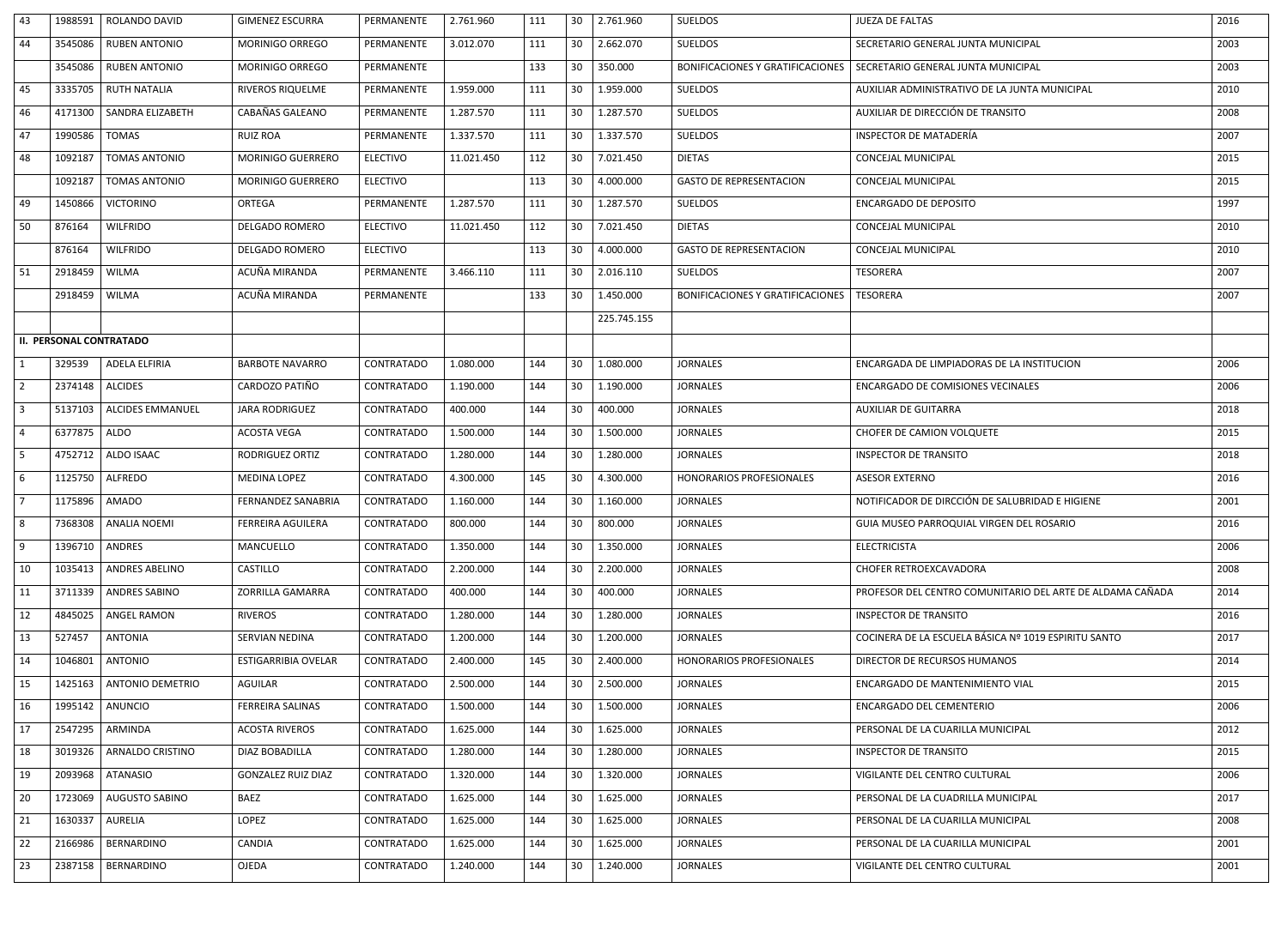| | | | | | | | | | | | |
|---|---|---|---|---|---|---|---|---|---|---|---|
| 43 | 1988591 | ROLANDO DAVID | GIMENEZ ESCURRA | PERMANENTE | 2.761.960 | 111 | 30 | 2.761.960 | SUELDOS | JUEZA DE FALTAS | 2016 |
| 44 | 3545086 | RUBEN ANTONIO | MORINIGO ORREGO | PERMANENTE | 3.012.070 | 111 | 30 | 2.662.070 | SUELDOS | SECRETARIO GENERAL JUNTA MUNICIPAL | 2003 |
| | 3545086 | RUBEN ANTONIO | MORINIGO ORREGO | PERMANENTE | | 133 | 30 | 350.000 | BONIFICACIONES Y GRATIFICACIONES | SECRETARIO GENERAL JUNTA MUNICIPAL | 2003 |
| 45 | 3335705 | RUTH NATALIA | RIVEROS RIQUELME | PERMANENTE | 1.959.000 | 111 | 30 | 1.959.000 | SUELDOS | AUXILIAR ADMINISTRATIVO DE LA JUNTA MUNICIPAL | 2010 |
| 46 | 4171300 | SANDRA ELIZABETH | CABAÑAS GALEANO | PERMANENTE | 1.287.570 | 111 | 30 | 1.287.570 | SUELDOS | AUXILIAR DE DIRECCIÓN DE TRANSITO | 2008 |
| 47 | 1990586 | TOMAS | RUIZ ROA | PERMANENTE | 1.337.570 | 111 | 30 | 1.337.570 | SUELDOS | INSPECTOR DE MATADERÍA | 2007 |
| 48 | 1092187 | TOMAS ANTONIO | MORINIGO GUERRERO | ELECTIVO | 11.021.450 | 112 | 30 | 7.021.450 | DIETAS | CONCEJAL MUNICIPAL | 2015 |
| | 1092187 | TOMAS ANTONIO | MORINIGO GUERRERO | ELECTIVO | | 113 | 30 | 4.000.000 | GASTO DE REPRESENTACION | CONCEJAL MUNICIPAL | 2015 |
| 49 | 1450866 | VICTORINO | ORTEGA | PERMANENTE | 1.287.570 | 111 | 30 | 1.287.570 | SUELDOS | ENCARGADO DE DEPOSITO | 1997 |
| 50 | 876164 | WILFRIDO | DELGADO ROMERO | ELECTIVO | 11.021.450 | 112 | 30 | 7.021.450 | DIETAS | CONCEJAL MUNICIPAL | 2010 |
| | 876164 | WILFRIDO | DELGADO ROMERO | ELECTIVO | | 113 | 30 | 4.000.000 | GASTO DE REPRESENTACION | CONCEJAL MUNICIPAL | 2010 |
| 51 | 2918459 | WILMA | ACUÑA MIRANDA | PERMANENTE | 3.466.110 | 111 | 30 | 2.016.110 | SUELDOS | TESORERA | 2007 |
| | 2918459 | WILMA | ACUÑA MIRANDA | PERMANENTE | | 133 | 30 | 1.450.000 | BONIFICACIONES Y GRATIFICACIONES | TESORERA | 2007 |
| | | | | | | | | 225.745.155 | | | |
| **II. PERSONAL CONTRATADO** | | | | | | | | | | | |
| 1 | 329539 | ADELA ELFIRIA | BARBOTE NAVARRO | CONTRATADO | 1.080.000 | 144 | 30 | 1.080.000 | JORNALES | ENCARGADA DE LIMPIADORAS DE LA INSTITUCION | 2006 |
| 2 | 2374148 | ALCIDES | CARDOZO PATIÑO | CONTRATADO | 1.190.000 | 144 | 30 | 1.190.000 | JORNALES | ENCARGADO DE COMISIONES VECINALES | 2006 |
| 3 | 5137103 | ALCIDES EMMANUEL | JARA RODRIGUEZ | CONTRATADO | 400.000 | 144 | 30 | 400.000 | JORNALES | AUXILIAR DE GUITARRA | 2018 |
| 4 | 6377875 | ALDO | ACOSTA VEGA | CONTRATADO | 1.500.000 | 144 | 30 | 1.500.000 | JORNALES | CHOFER DE CAMION VOLQUETE | 2015 |
| 5 | 4752712 | ALDO ISAAC | RODRIGUEZ ORTIZ | CONTRATADO | 1.280.000 | 144 | 30 | 1.280.000 | JORNALES | INSPECTOR DE TRANSITO | 2018 |
| 6 | 1125750 | ALFREDO | MEDINA LOPEZ | CONTRATADO | 4.300.000 | 145 | 30 | 4.300.000 | HONORARIOS PROFESIONALES | ASESOR EXTERNO | 2016 |
| 7 | 1175896 | AMADO | FERNANDEZ SANABRIA | CONTRATADO | 1.160.000 | 144 | 30 | 1.160.000 | JORNALES | NOTIFICADOR DE DIRCCIÓN DE SALUBRIDAD E HIGIENE | 2001 |
| 8 | 7368308 | ANALIA NOEMI | FERREIRA AGUILERA | CONTRATADO | 800.000 | 144 | 30 | 800.000 | JORNALES | GUIA MUSEO PARROQUIAL VIRGEN DEL ROSARIO | 2016 |
| 9 | 1396710 | ANDRES | MANCUELLO | CONTRATADO | 1.350.000 | 144 | 30 | 1.350.000 | JORNALES | ELECTRICISTA | 2006 |
| 10 | 1035413 | ANDRES ABELINO | CASTILLO | CONTRATADO | 2.200.000 | 144 | 30 | 2.200.000 | JORNALES | CHOFER RETROEXCAVADORA | 2008 |
| 11 | 3711339 | ANDRES SABINO | ZORRILLA GAMARRA | CONTRATADO | 400.000 | 144 | 30 | 400.000 | JORNALES | PROFESOR DEL CENTRO COMUNITARIO DEL ARTE DE ALDAMA CAÑADA | 2014 |
| 12 | 4845025 | ANGEL RAMON | RIVEROS | CONTRATADO | 1.280.000 | 144 | 30 | 1.280.000 | JORNALES | INSPECTOR DE TRANSITO | 2016 |
| 13 | 527457 | ANTONIA | SERVIAN NEDINA | CONTRATADO | 1.200.000 | 144 | 30 | 1.200.000 | JORNALES | COCINERA DE LA ESCUELA BÁSICA Nº 1019 ESPIRITU SANTO | 2017 |
| 14 | 1046801 | ANTONIO | ESTIGARRIBIA OVELAR | CONTRATADO | 2.400.000 | 145 | 30 | 2.400.000 | HONORARIOS PROFESIONALES | DIRECTOR DE RECURSOS HUMANOS | 2014 |
| 15 | 1425163 | ANTONIO DEMETRIO | AGUILAR | CONTRATADO | 2.500.000 | 144 | 30 | 2.500.000 | JORNALES | ENCARGADO DE MANTENIMIENTO VIAL | 2015 |
| 16 | 1995142 | ANUNCIO | FERREIRA SALINAS | CONTRATADO | 1.500.000 | 144 | 30 | 1.500.000 | JORNALES | ENCARGADO DEL CEMENTERIO | 2006 |
| 17 | 2547295 | ARMINDA | ACOSTA RIVEROS | CONTRATADO | 1.625.000 | 144 | 30 | 1.625.000 | JORNALES | PERSONAL DE LA CUARILLA MUNICIPAL | 2012 |
| 18 | 3019326 | ARNALDO CRISTINO | DIAZ BOBADILLA | CONTRATADO | 1.280.000 | 144 | 30 | 1.280.000 | JORNALES | INSPECTOR DE TRANSITO | 2015 |
| 19 | 2093968 | ATANASIO | GONZALEZ RUIZ DIAZ | CONTRATADO | 1.320.000 | 144 | 30 | 1.320.000 | JORNALES | VIGILANTE DEL CENTRO CULTURAL | 2006 |
| 20 | 1723069 | AUGUSTO SABINO | BAEZ | CONTRATADO | 1.625.000 | 144 | 30 | 1.625.000 | JORNALES | PERSONAL DE LA CUADRILLA MUNICIPAL | 2017 |
| 21 | 1630337 | AURELIA | LOPEZ | CONTRATADO | 1.625.000 | 144 | 30 | 1.625.000 | JORNALES | PERSONAL DE LA CUARILLA MUNICIPAL | 2008 |
| 22 | 2166986 | BERNARDINO | CANDIA | CONTRATADO | 1.625.000 | 144 | 30 | 1.625.000 | JORNALES | PERSONAL DE LA CUARILLA MUNICIPAL | 2001 |
| 23 | 2387158 | BERNARDINO | OJEDA | CONTRATADO | 1.240.000 | 144 | 30 | 1.240.000 | JORNALES | VIGILANTE DEL CENTRO CULTURAL | 2001 |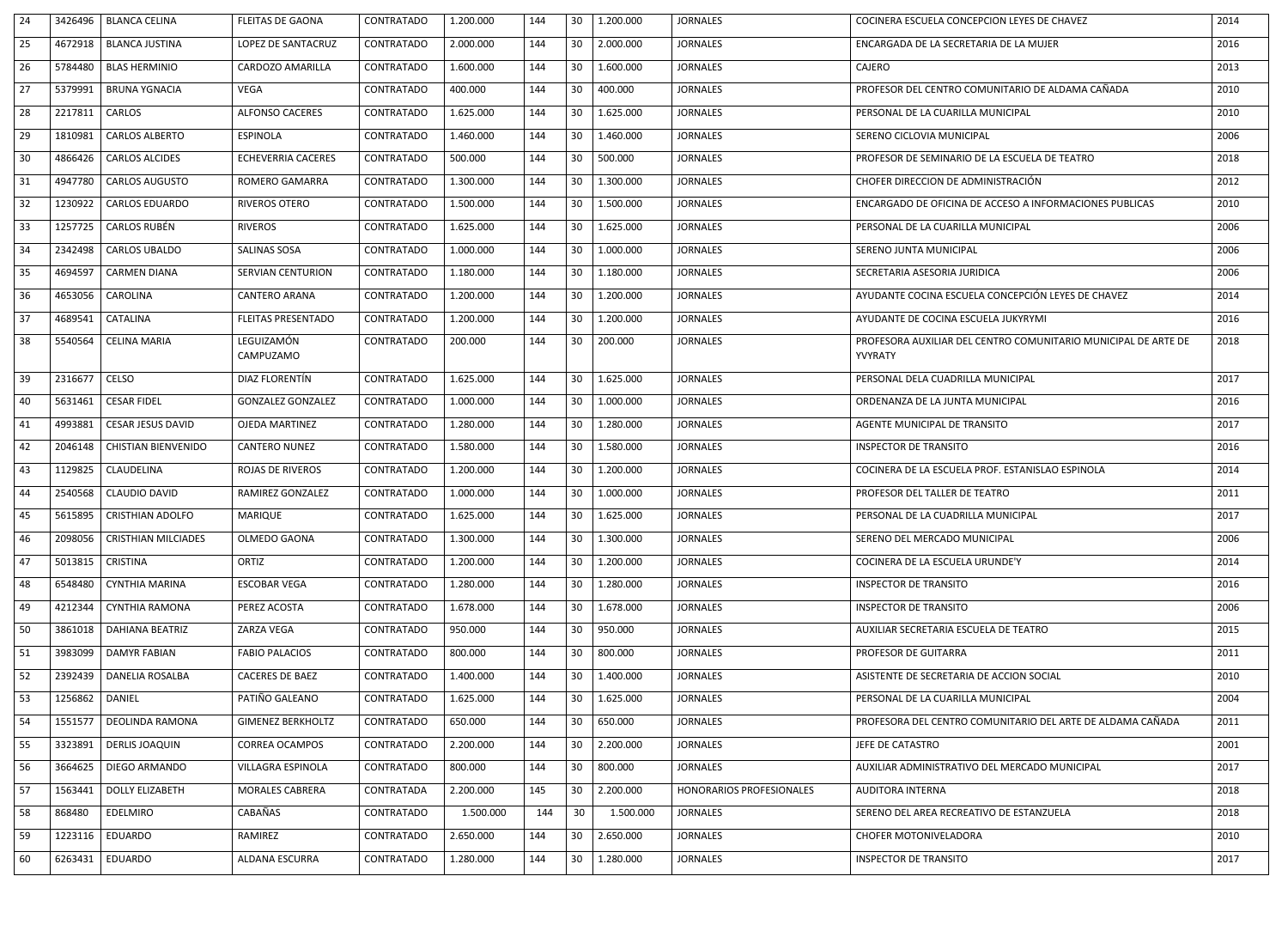| | | | | | | | | | | |
|---|---|---|---|---|---|---|---|---|---|---|
| 24 | 3426496 | BLANCA CELINA | FLEITAS DE GAONA | CONTRATADO | 1.200.000 | 144 | 30 | 1.200.000 | JORNALES | COCINERA ESCUELA CONCEPCION LEYES DE CHAVEZ | 2014 |
| 25 | 4672918 | BLANCA JUSTINA | LOPEZ DE SANTACRUZ | CONTRATADO | 2.000.000 | 144 | 30 | 2.000.000 | JORNALES | ENCARGADA DE LA SECRETARIA DE LA MUJER | 2016 |
| 26 | 5784480 | BLAS HERMINIO | CARDOZO AMARILLA | CONTRATADO | 1.600.000 | 144 | 30 | 1.600.000 | JORNALES | CAJERO | 2013 |
| 27 | 5379991 | BRUNA YGNACIA | VEGA | CONTRATADO | 400.000 | 144 | 30 | 400.000 | JORNALES | PROFESOR DEL CENTRO COMUNITARIO DE ALDAMA CAÑADA | 2010 |
| 28 | 2217811 | CARLOS | ALFONSO CACERES | CONTRATADO | 1.625.000 | 144 | 30 | 1.625.000 | JORNALES | PERSONAL DE LA CUARILLA MUNICIPAL | 2010 |
| 29 | 1810981 | CARLOS ALBERTO | ESPINOLA | CONTRATADO | 1.460.000 | 144 | 30 | 1.460.000 | JORNALES | SERENO CICLOVIA MUNICIPAL | 2006 |
| 30 | 4866426 | CARLOS ALCIDES | ECHEVERRIA CACERES | CONTRATADO | 500.000 | 144 | 30 | 500.000 | JORNALES | PROFESOR DE SEMINARIO DE LA ESCUELA DE TEATRO | 2018 |
| 31 | 4947780 | CARLOS AUGUSTO | ROMERO GAMARRA | CONTRATADO | 1.300.000 | 144 | 30 | 1.300.000 | JORNALES | CHOFER DIRECCION DE ADMINISTRACIÓN | 2012 |
| 32 | 1230922 | CARLOS EDUARDO | RIVEROS OTERO | CONTRATADO | 1.500.000 | 144 | 30 | 1.500.000 | JORNALES | ENCARGADO DE OFICINA DE ACCESO A INFORMACIONES PUBLICAS | 2010 |
| 33 | 1257725 | CARLOS RUBÉN | RIVEROS | CONTRATADO | 1.625.000 | 144 | 30 | 1.625.000 | JORNALES | PERSONAL DE LA CUARILLA MUNICIPAL | 2006 |
| 34 | 2342498 | CARLOS UBALDO | SALINAS SOSA | CONTRATADO | 1.000.000 | 144 | 30 | 1.000.000 | JORNALES | SERENO JUNTA MUNICIPAL | 2006 |
| 35 | 4694597 | CARMEN DIANA | SERVIAN CENTURION | CONTRATADO | 1.180.000 | 144 | 30 | 1.180.000 | JORNALES | SECRETARIA ASESORIA JURIDICA | 2006 |
| 36 | 4653056 | CAROLINA | CANTERO ARANA | CONTRATADO | 1.200.000 | 144 | 30 | 1.200.000 | JORNALES | AYUDANTE COCINA ESCUELA CONCEPCIÓN LEYES DE CHAVEZ | 2014 |
| 37 | 4689541 | CATALINA | FLEITAS PRESENTADO | CONTRATADO | 1.200.000 | 144 | 30 | 1.200.000 | JORNALES | AYUDANTE DE COCINA ESCUELA JUKYRYMI | 2016 |
| 38 | 5540564 | CELINA MARIA | LEGUIZAMÓN CAMPUZAMO | CONTRATADO | 200.000 | 144 | 30 | 200.000 | JORNALES | PROFESORA AUXILIAR DEL CENTRO COMUNITARIO MUNICIPAL DE ARTE DE YVYRATY | 2018 |
| 39 | 2316677 | CELSO | DIAZ FLORENTÍN | CONTRATADO | 1.625.000 | 144 | 30 | 1.625.000 | JORNALES | PERSONAL DELA CUADRILLA MUNICIPAL | 2017 |
| 40 | 5631461 | CESAR FIDEL | GONZALEZ GONZALEZ | CONTRATADO | 1.000.000 | 144 | 30 | 1.000.000 | JORNALES | ORDENANZA DE LA JUNTA MUNICIPAL | 2016 |
| 41 | 4993881 | CESAR JESUS DAVID | OJEDA MARTINEZ | CONTRATADO | 1.280.000 | 144 | 30 | 1.280.000 | JORNALES | AGENTE MUNICIPAL DE TRANSITO | 2017 |
| 42 | 2046148 | CHISTIAN BIENVENIDO | CANTERO NUNEZ | CONTRATADO | 1.580.000 | 144 | 30 | 1.580.000 | JORNALES | INSPECTOR DE TRANSITO | 2016 |
| 43 | 1129825 | CLAUDELINA | ROJAS DE RIVEROS | CONTRATADO | 1.200.000 | 144 | 30 | 1.200.000 | JORNALES | COCINERA DE LA ESCUELA PROF. ESTANISLAO ESPINOLA | 2014 |
| 44 | 2540568 | CLAUDIO DAVID | RAMIREZ GONZALEZ | CONTRATADO | 1.000.000 | 144 | 30 | 1.000.000 | JORNALES | PROFESOR DEL TALLER DE TEATRO | 2011 |
| 45 | 5615895 | CRISTHIAN ADOLFO | MARIQUE | CONTRATADO | 1.625.000 | 144 | 30 | 1.625.000 | JORNALES | PERSONAL DE LA CUADRILLA MUNICIPAL | 2017 |
| 46 | 2098056 | CRISTHIAN MILCIADES | OLMEDO GAONA | CONTRATADO | 1.300.000 | 144 | 30 | 1.300.000 | JORNALES | SERENO DEL MERCADO MUNICIPAL | 2006 |
| 47 | 5013815 | CRISTINA | ORTIZ | CONTRATADO | 1.200.000 | 144 | 30 | 1.200.000 | JORNALES | COCINERA DE LA ESCUELA URUNDE'Y | 2014 |
| 48 | 6548480 | CYNTHIA MARINA | ESCOBAR VEGA | CONTRATADO | 1.280.000 | 144 | 30 | 1.280.000 | JORNALES | INSPECTOR DE TRANSITO | 2016 |
| 49 | 4212344 | CYNTHIA RAMONA | PEREZ ACOSTA | CONTRATADO | 1.678.000 | 144 | 30 | 1.678.000 | JORNALES | INSPECTOR DE TRANSITO | 2006 |
| 50 | 3861018 | DAHIANA BEATRIZ | ZARZA VEGA | CONTRATADO | 950.000 | 144 | 30 | 950.000 | JORNALES | AUXILIAR SECRETARIA ESCUELA DE TEATRO | 2015 |
| 51 | 3983099 | DAMYR FABIAN | FABIO PALACIOS | CONTRATADO | 800.000 | 144 | 30 | 800.000 | JORNALES | PROFESOR DE GUITARRA | 2011 |
| 52 | 2392439 | DANELIA ROSALBA | CACERES DE BAEZ | CONTRATADO | 1.400.000 | 144 | 30 | 1.400.000 | JORNALES | ASISTENTE DE SECRETARIA DE ACCION SOCIAL | 2010 |
| 53 | 1256862 | DANIEL | PATIÑO GALEANO | CONTRATADO | 1.625.000 | 144 | 30 | 1.625.000 | JORNALES | PERSONAL DE LA CUARILLA MUNICIPAL | 2004 |
| 54 | 1551577 | DEOLINDA RAMONA | GIMENEZ BERKHOLTZ | CONTRATADO | 650.000 | 144 | 30 | 650.000 | JORNALES | PROFESORA DEL CENTRO COMUNITARIO DEL ARTE DE ALDAMA CAÑADA | 2011 |
| 55 | 3323891 | DERLIS JOAQUIN | CORREA OCAMPOS | CONTRATADO | 2.200.000 | 144 | 30 | 2.200.000 | JORNALES | JEFE DE CATASTRO | 2001 |
| 56 | 3664625 | DIEGO ARMANDO | VILLAGRA ESPINOLA | CONTRATADO | 800.000 | 144 | 30 | 800.000 | JORNALES | AUXILIAR ADMINISTRATIVO DEL MERCADO MUNICIPAL | 2017 |
| 57 | 1563441 | DOLLY ELIZABETH | MORALES CABRERA | CONTRATADA | 2.200.000 | 145 | 30 | 2.200.000 | HONORARIOS PROFESIONALES | AUDITORA INTERNA | 2018 |
| 58 | 868480 | EDELMIRO | CABAÑAS | CONTRATADO | 1.500.000 | 144 | 30 | 1.500.000 | JORNALES | SERENO DEL AREA RECREATIVO DE ESTANZUELA | 2018 |
| 59 | 1223116 | EDUARDO | RAMIREZ | CONTRATADO | 2.650.000 | 144 | 30 | 2.650.000 | JORNALES | CHOFER MOTONIVELADORA | 2010 |
| 60 | 6263431 | EDUARDO | ALDANA ESCURRA | CONTRATADO | 1.280.000 | 144 | 30 | 1.280.000 | JORNALES | INSPECTOR DE TRANSITO | 2017 |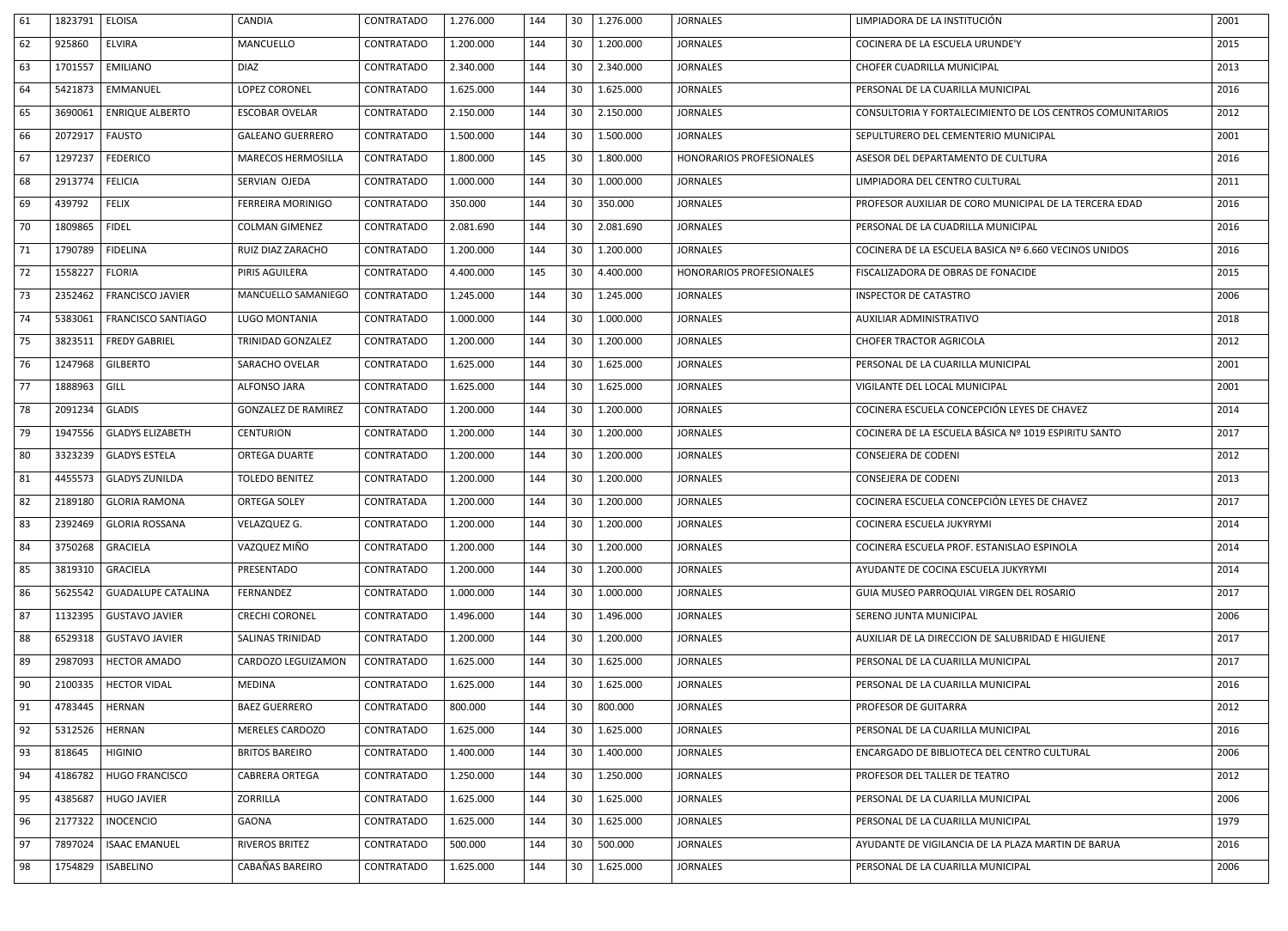| | | | | | | | | | | |
|---|---|---|---|---|---|---|---|---|---|---|
| 61 | 1823791 | ELOISA | CANDIA | CONTRATADO | 1.276.000 | 144 | 30 | 1.276.000 | JORNALES | LIMPIADORA DE LA INSTITUCIÓN | 2001 |
| 62 | 925860 | ELVIRA | MANCUELLO | CONTRATADO | 1.200.000 | 144 | 30 | 1.200.000 | JORNALES | COCINERA DE LA ESCUELA URUNDE'Y | 2015 |
| 63 | 1701557 | EMILIANO | DIAZ | CONTRATADO | 2.340.000 | 144 | 30 | 2.340.000 | JORNALES | CHOFER CUADRILLA MUNICIPAL | 2013 |
| 64 | 5421873 | EMMANUEL | LOPEZ CORONEL | CONTRATADO | 1.625.000 | 144 | 30 | 1.625.000 | JORNALES | PERSONAL DE LA CUARILLA MUNICIPAL | 2016 |
| 65 | 3690061 | ENRIQUE ALBERTO | ESCOBAR OVELAR | CONTRATADO | 2.150.000 | 144 | 30 | 2.150.000 | JORNALES | CONSULTORIA Y FORTALECIMIENTO DE LOS CENTROS COMUNITARIOS | 2012 |
| 66 | 2072917 | FAUSTO | GALEANO GUERRERO | CONTRATADO | 1.500.000 | 144 | 30 | 1.500.000 | JORNALES | SEPULTURERO DEL CEMENTERIO MUNICIPAL | 2001 |
| 67 | 1297237 | FEDERICO | MARECOS HERMOSILLA | CONTRATADO | 1.800.000 | 145 | 30 | 1.800.000 | HONORARIOS PROFESIONALES | ASESOR DEL DEPARTAMENTO DE CULTURA | 2016 |
| 68 | 2913774 | FELICIA | SERVIAN OJEDA | CONTRATADO | 1.000.000 | 144 | 30 | 1.000.000 | JORNALES | LIMPIADORA DEL CENTRO CULTURAL | 2011 |
| 69 | 439792 | FELIX | FERREIRA MORINIGO | CONTRATADO | 350.000 | 144 | 30 | 350.000 | JORNALES | PROFESOR AUXILIAR DE CORO MUNICIPAL DE LA TERCERA EDAD | 2016 |
| 70 | 1809865 | FIDEL | COLMAN GIMENEZ | CONTRATADO | 2.081.690 | 144 | 30 | 2.081.690 | JORNALES | PERSONAL DE LA CUADRILLA MUNICIPAL | 2016 |
| 71 | 1790789 | FIDELINA | RUIZ DIAZ ZARACHO | CONTRATADO | 1.200.000 | 144 | 30 | 1.200.000 | JORNALES | COCINERA DE LA ESCUELA BASICA Nº 6.660 VECINOS UNIDOS | 2016 |
| 72 | 1558227 | FLORIA | PIRIS AGUILERA | CONTRATADO | 4.400.000 | 145 | 30 | 4.400.000 | HONORARIOS PROFESIONALES | FISCALIZADORA DE OBRAS DE FONACIDE | 2015 |
| 73 | 2352462 | FRANCISCO JAVIER | MANCUELLO SAMANIEGO | CONTRATADO | 1.245.000 | 144 | 30 | 1.245.000 | JORNALES | INSPECTOR DE CATASTRO | 2006 |
| 74 | 5383061 | FRANCISCO SANTIAGO | LUGO MONTANIA | CONTRATADO | 1.000.000 | 144 | 30 | 1.000.000 | JORNALES | AUXILIAR ADMINISTRATIVO | 2018 |
| 75 | 3823511 | FREDY GABRIEL | TRINIDAD GONZALEZ | CONTRATADO | 1.200.000 | 144 | 30 | 1.200.000 | JORNALES | CHOFER TRACTOR AGRICOLA | 2012 |
| 76 | 1247968 | GILBERTO | SARACHO OVELAR | CONTRATADO | 1.625.000 | 144 | 30 | 1.625.000 | JORNALES | PERSONAL DE LA CUARILLA MUNICIPAL | 2001 |
| 77 | 1888963 | GILL | ALFONSO JARA | CONTRATADO | 1.625.000 | 144 | 30 | 1.625.000 | JORNALES | VIGILANTE DEL LOCAL MUNICIPAL | 2001 |
| 78 | 2091234 | GLADIS | GONZALEZ DE RAMIREZ | CONTRATADO | 1.200.000 | 144 | 30 | 1.200.000 | JORNALES | COCINERA ESCUELA CONCEPCIÓN LEYES DE CHAVEZ | 2014 |
| 79 | 1947556 | GLADYS ELIZABETH | CENTURION | CONTRATADO | 1.200.000 | 144 | 30 | 1.200.000 | JORNALES | COCINERA DE LA ESCUELA BÁSICA Nº 1019 ESPIRITU SANTO | 2017 |
| 80 | 3323239 | GLADYS ESTELA | ORTEGA DUARTE | CONTRATADO | 1.200.000 | 144 | 30 | 1.200.000 | JORNALES | CONSEJERA DE CODENI | 2012 |
| 81 | 4455573 | GLADYS ZUNILDA | TOLEDO BENITEZ | CONTRATADO | 1.200.000 | 144 | 30 | 1.200.000 | JORNALES | CONSEJERA DE CODENI | 2013 |
| 82 | 2189180 | GLORIA RAMONA | ORTEGA SOLEY | CONTRATADA | 1.200.000 | 144 | 30 | 1.200.000 | JORNALES | COCINERA ESCUELA CONCEPCIÓN LEYES DE CHAVEZ | 2017 |
| 83 | 2392469 | GLORIA ROSSANA | VELAZQUEZ G. | CONTRATADO | 1.200.000 | 144 | 30 | 1.200.000 | JORNALES | COCINERA ESCUELA JUKYRYMI | 2014 |
| 84 | 3750268 | GRACIELA | VAZQUEZ MIÑO | CONTRATADO | 1.200.000 | 144 | 30 | 1.200.000 | JORNALES | COCINERA ESCUELA PROF. ESTANISLAO ESPINOLA | 2014 |
| 85 | 3819310 | GRACIELA | PRESENTADO | CONTRATADO | 1.200.000 | 144 | 30 | 1.200.000 | JORNALES | AYUDANTE DE COCINA ESCUELA JUKYRYMI | 2014 |
| 86 | 5625542 | GUADALUPE CATALINA | FERNANDEZ | CONTRATADO | 1.000.000 | 144 | 30 | 1.000.000 | JORNALES | GUIA MUSEO PARROQUIAL VIRGEN DEL ROSARIO | 2017 |
| 87 | 1132395 | GUSTAVO JAVIER | CRECHI CORONEL | CONTRATADO | 1.496.000 | 144 | 30 | 1.496.000 | JORNALES | SERENO JUNTA MUNICIPAL | 2006 |
| 88 | 6529318 | GUSTAVO JAVIER | SALINAS TRINIDAD | CONTRATADO | 1.200.000 | 144 | 30 | 1.200.000 | JORNALES | AUXILIAR DE LA DIRECCION DE SALUBRIDAD E HIGUIENE | 2017 |
| 89 | 2987093 | HECTOR AMADO | CARDOZO LEGUIZAMON | CONTRATADO | 1.625.000 | 144 | 30 | 1.625.000 | JORNALES | PERSONAL DE LA CUARILLA MUNICIPAL | 2017 |
| 90 | 2100335 | HECTOR VIDAL | MEDINA | CONTRATADO | 1.625.000 | 144 | 30 | 1.625.000 | JORNALES | PERSONAL DE LA CUARILLA MUNICIPAL | 2016 |
| 91 | 4783445 | HERNAN | BAEZ GUERRERO | CONTRATADO | 800.000 | 144 | 30 | 800.000 | JORNALES | PROFESOR DE GUITARRA | 2012 |
| 92 | 5312526 | HERNAN | MERELES CARDOZO | CONTRATADO | 1.625.000 | 144 | 30 | 1.625.000 | JORNALES | PERSONAL DE LA CUARILLA MUNICIPAL | 2016 |
| 93 | 818645 | HIGINIO | BRITOS BAREIRO | CONTRATADO | 1.400.000 | 144 | 30 | 1.400.000 | JORNALES | ENCARGADO DE BIBLIOTECA DEL CENTRO CULTURAL | 2006 |
| 94 | 4186782 | HUGO FRANCISCO | CABRERA ORTEGA | CONTRATADO | 1.250.000 | 144 | 30 | 1.250.000 | JORNALES | PROFESOR DEL TALLER DE TEATRO | 2012 |
| 95 | 4385687 | HUGO JAVIER | ZORRILLA | CONTRATADO | 1.625.000 | 144 | 30 | 1.625.000 | JORNALES | PERSONAL DE LA CUARILLA MUNICIPAL | 2006 |
| 96 | 2177322 | INOCENCIO | GAONA | CONTRATADO | 1.625.000 | 144 | 30 | 1.625.000 | JORNALES | PERSONAL DE LA CUARILLA MUNICIPAL | 1979 |
| 97 | 7897024 | ISAAC EMANUEL | RIVEROS BRITEZ | CONTRATADO | 500.000 | 144 | 30 | 500.000 | JORNALES | AYUDANTE DE VIGILANCIA DE LA PLAZA MARTIN DE BARUA | 2016 |
| 98 | 1754829 | ISABELINO | CABAÑAS BAREIRO | CONTRATADO | 1.625.000 | 144 | 30 | 1.625.000 | JORNALES | PERSONAL DE LA CUARILLA MUNICIPAL | 2006 |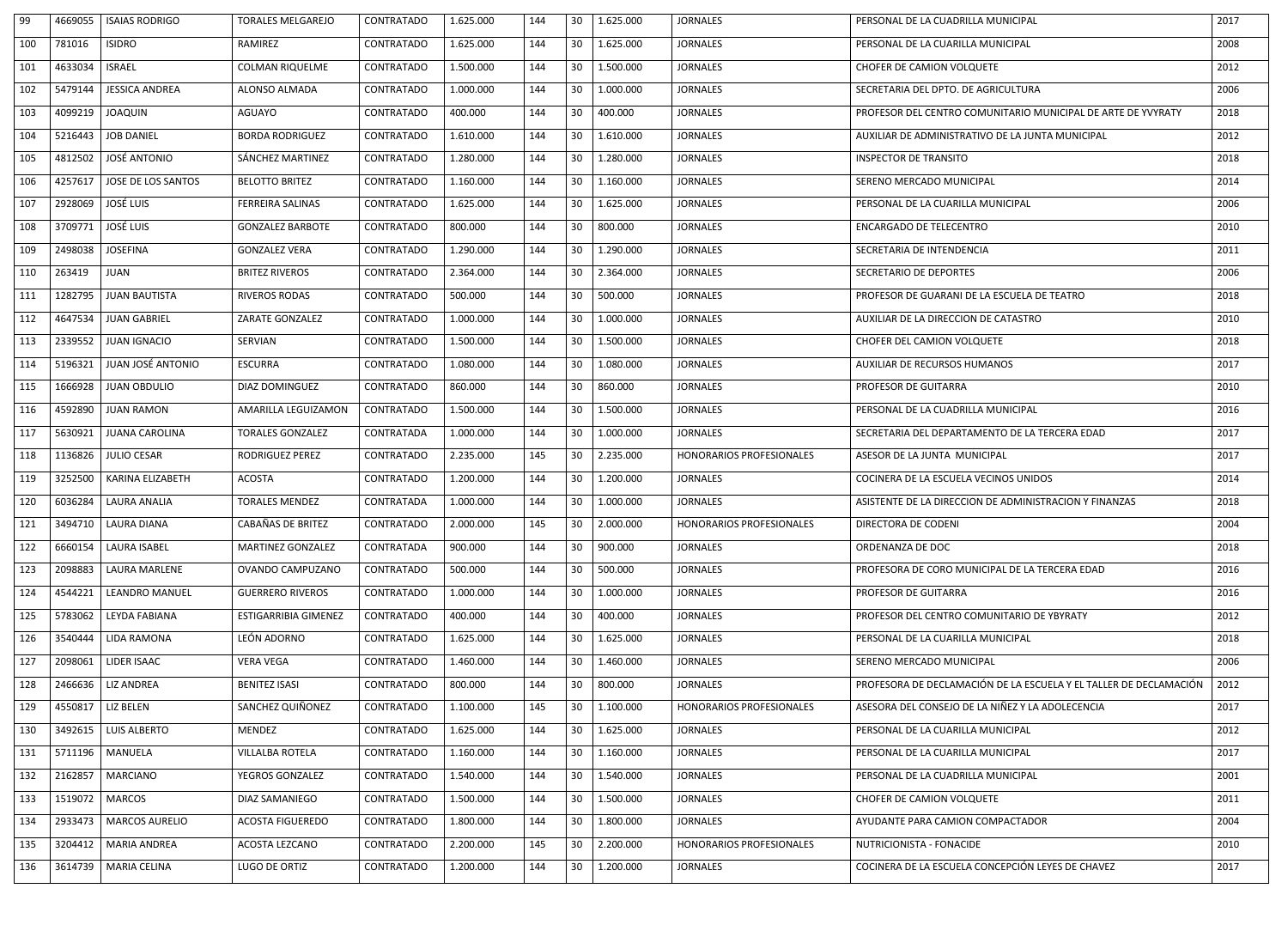| | | | | | | | | | | |
|---|---|---|---|---|---|---|---|---|---|---|
| 99 | 4669055 | ISAIAS RODRIGO | TORALES MELGAREJO | CONTRATADO | 1.625.000 | 144 | 30 | 1.625.000 | JORNALES | PERSONAL DE LA CUADRILLA MUNICIPAL | 2017 |
| 100 | 781016 | ISIDRO | RAMIREZ | CONTRATADO | 1.625.000 | 144 | 30 | 1.625.000 | JORNALES | PERSONAL DE LA CUARILLA MUNICIPAL | 2008 |
| 101 | 4633034 | ISRAEL | COLMAN RIQUELME | CONTRATADO | 1.500.000 | 144 | 30 | 1.500.000 | JORNALES | CHOFER DE CAMION VOLQUETE | 2012 |
| 102 | 5479144 | JESSICA ANDREA | ALONSO ALMADA | CONTRATADO | 1.000.000 | 144 | 30 | 1.000.000 | JORNALES | SECRETARIA DEL DPTO. DE AGRICULTURA | 2006 |
| 103 | 4099219 | JOAQUIN | AGUAYO | CONTRATADO | 400.000 | 144 | 30 | 400.000 | JORNALES | PROFESOR DEL CENTRO COMUNITARIO MUNICIPAL DE ARTE DE YVYRATY | 2018 |
| 104 | 5216443 | JOB DANIEL | BORDA RODRIGUEZ | CONTRATADO | 1.610.000 | 144 | 30 | 1.610.000 | JORNALES | AUXILIAR DE ADMINISTRATIVO DE LA JUNTA MUNICIPAL | 2012 |
| 105 | 4812502 | JOSÉ ANTONIO | SÁNCHEZ MARTINEZ | CONTRATADO | 1.280.000 | 144 | 30 | 1.280.000 | JORNALES | INSPECTOR DE TRANSITO | 2018 |
| 106 | 4257617 | JOSE DE LOS SANTOS | BELOTTO BRITEZ | CONTRATADO | 1.160.000 | 144 | 30 | 1.160.000 | JORNALES | SERENO MERCADO MUNICIPAL | 2014 |
| 107 | 2928069 | JOSÉ LUIS | FERREIRA SALINAS | CONTRATADO | 1.625.000 | 144 | 30 | 1.625.000 | JORNALES | PERSONAL DE LA CUARILLA MUNICIPAL | 2006 |
| 108 | 3709771 | JOSÉ LUIS | GONZALEZ BARBOTE | CONTRATADO | 800.000 | 144 | 30 | 800.000 | JORNALES | ENCARGADO DE TELECENTRO | 2010 |
| 109 | 2498038 | JOSEFINA | GONZALEZ VERA | CONTRATADO | 1.290.000 | 144 | 30 | 1.290.000 | JORNALES | SECRETARIA DE INTENDENCIA | 2011 |
| 110 | 263419 | JUAN | BRITEZ RIVEROS | CONTRATADO | 2.364.000 | 144 | 30 | 2.364.000 | JORNALES | SECRETARIO DE DEPORTES | 2006 |
| 111 | 1282795 | JUAN BAUTISTA | RIVEROS RODAS | CONTRATADO | 500.000 | 144 | 30 | 500.000 | JORNALES | PROFESOR DE GUARANI DE LA ESCUELA DE TEATRO | 2018 |
| 112 | 4647534 | JUAN GABRIEL | ZARATE GONZALEZ | CONTRATADO | 1.000.000 | 144 | 30 | 1.000.000 | JORNALES | AUXILIAR DE LA DIRECCION DE CATASTRO | 2010 |
| 113 | 2339552 | JUAN IGNACIO | SERVIAN | CONTRATADO | 1.500.000 | 144 | 30 | 1.500.000 | JORNALES | CHOFER DEL CAMION VOLQUETE | 2018 |
| 114 | 5196321 | JUAN JOSÉ ANTONIO | ESCURRA | CONTRATADO | 1.080.000 | 144 | 30 | 1.080.000 | JORNALES | AUXILIAR DE RECURSOS HUMANOS | 2017 |
| 115 | 1666928 | JUAN OBDULIO | DIAZ DOMINGUEZ | CONTRATADO | 860.000 | 144 | 30 | 860.000 | JORNALES | PROFESOR DE GUITARRA | 2010 |
| 116 | 4592890 | JUAN RAMON | AMARILLA LEGUIZAMON | CONTRATADO | 1.500.000 | 144 | 30 | 1.500.000 | JORNALES | PERSONAL DE LA CUADRILLA MUNICIPAL | 2016 |
| 117 | 5630921 | JUANA CAROLINA | TORALES GONZALEZ | CONTRATADA | 1.000.000 | 144 | 30 | 1.000.000 | JORNALES | SECRETARIA DEL DEPARTAMENTO DE LA TERCERA EDAD | 2017 |
| 118 | 1136826 | JULIO CESAR | RODRIGUEZ PEREZ | CONTRATADO | 2.235.000 | 145 | 30 | 2.235.000 | HONORARIOS PROFESIONALES | ASESOR DE LA JUNTA MUNICIPAL | 2017 |
| 119 | 3252500 | KARINA ELIZABETH | ACOSTA | CONTRATADO | 1.200.000 | 144 | 30 | 1.200.000 | JORNALES | COCINERA DE LA ESCUELA VECINOS UNIDOS | 2014 |
| 120 | 6036284 | LAURA ANALIA | TORALES MENDEZ | CONTRATADA | 1.000.000 | 144 | 30 | 1.000.000 | JORNALES | ASISTENTE DE LA DIRECCION DE ADMINISTRACION Y FINANZAS | 2018 |
| 121 | 3494710 | LAURA DIANA | CABAÑAS DE BRITEZ | CONTRATADO | 2.000.000 | 145 | 30 | 2.000.000 | HONORARIOS PROFESIONALES | DIRECTORA DE CODENI | 2004 |
| 122 | 6660154 | LAURA ISABEL | MARTINEZ GONZALEZ | CONTRATADA | 900.000 | 144 | 30 | 900.000 | JORNALES | ORDENANZA DE DOC | 2018 |
| 123 | 2098883 | LAURA MARLENE | OVANDO CAMPUZANO | CONTRATADO | 500.000 | 144 | 30 | 500.000 | JORNALES | PROFESORA DE CORO MUNICIPAL DE LA TERCERA EDAD | 2016 |
| 124 | 4544221 | LEANDRO MANUEL | GUERRERO RIVEROS | CONTRATADO | 1.000.000 | 144 | 30 | 1.000.000 | JORNALES | PROFESOR DE GUITARRA | 2016 |
| 125 | 5783062 | LEYDA FABIANA | ESTIGARRIBIA GIMENEZ | CONTRATADO | 400.000 | 144 | 30 | 400.000 | JORNALES | PROFESOR DEL CENTRO COMUNITARIO DE YBYRATY | 2012 |
| 126 | 3540444 | LIDA RAMONA | LEÓN ADORNO | CONTRATADO | 1.625.000 | 144 | 30 | 1.625.000 | JORNALES | PERSONAL DE LA CUARILLA MUNICIPAL | 2018 |
| 127 | 2098061 | LIDER ISAAC | VERA VEGA | CONTRATADO | 1.460.000 | 144 | 30 | 1.460.000 | JORNALES | SERENO MERCADO MUNICIPAL | 2006 |
| 128 | 2466636 | LIZ ANDREA | BENITEZ ISASI | CONTRATADO | 800.000 | 144 | 30 | 800.000 | JORNALES | PROFESORA DE DECLAMACIÓN DE LA ESCUELA Y EL TALLER DE DECLAMACIÓN | 2012 |
| 129 | 4550817 | LIZ BELEN | SANCHEZ QUIÑONEZ | CONTRATADO | 1.100.000 | 145 | 30 | 1.100.000 | HONORARIOS PROFESIONALES | ASESORA DEL CONSEJO DE LA NIÑEZ Y LA ADOLECENCIA | 2017 |
| 130 | 3492615 | LUIS ALBERTO | MENDEZ | CONTRATADO | 1.625.000 | 144 | 30 | 1.625.000 | JORNALES | PERSONAL DE LA CUARILLA MUNICIPAL | 2012 |
| 131 | 5711196 | MANUELA | VILLALBA ROTELA | CONTRATADO | 1.160.000 | 144 | 30 | 1.160.000 | JORNALES | PERSONAL DE LA CUARILLA MUNICIPAL | 2017 |
| 132 | 2162857 | MARCIANO | YEGROS GONZALEZ | CONTRATADO | 1.540.000 | 144 | 30 | 1.540.000 | JORNALES | PERSONAL DE LA CUADRILLA MUNICIPAL | 2001 |
| 133 | 1519072 | MARCOS | DIAZ SAMANIEGO | CONTRATADO | 1.500.000 | 144 | 30 | 1.500.000 | JORNALES | CHOFER DE CAMION VOLQUETE | 2011 |
| 134 | 2933473 | MARCOS AURELIO | ACOSTA FIGUEREDO | CONTRATADO | 1.800.000 | 144 | 30 | 1.800.000 | JORNALES | AYUDANTE PARA CAMION COMPACTADOR | 2004 |
| 135 | 3204412 | MARIA ANDREA | ACOSTA LEZCANO | CONTRATADO | 2.200.000 | 145 | 30 | 2.200.000 | HONORARIOS PROFESIONALES | NUTRICIONISTA - FONACIDE | 2010 |
| 136 | 3614739 | MARIA CELINA | LUGO DE ORTIZ | CONTRATADO | 1.200.000 | 144 | 30 | 1.200.000 | JORNALES | COCINERA DE LA ESCUELA CONCEPCIÓN LEYES DE CHAVEZ | 2017 |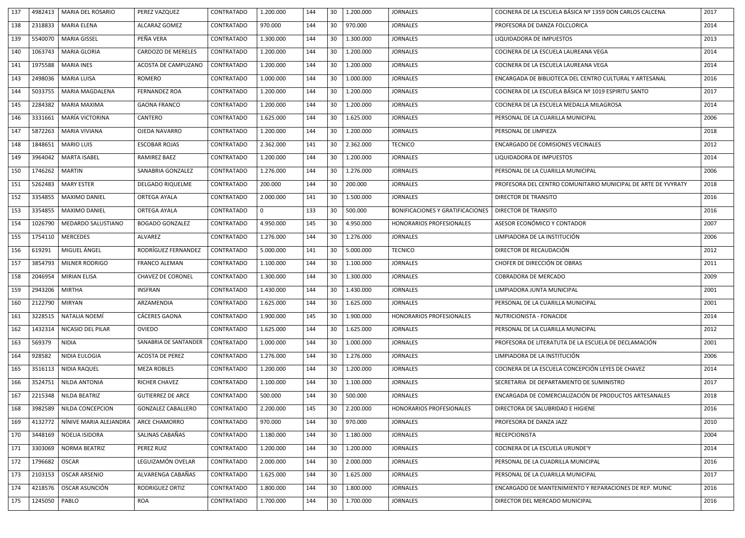| | | | | | | | | | | |
|---|---|---|---|---|---|---|---|---|---|---|
| 137 | 4982413 | MARIA DEL ROSARIO | PEREZ VAZQUEZ | CONTRATADO | 1.200.000 | 144 | 30 | 1.200.000 | JORNALES | COCINERA DE LA ESCUELA BÁSICA Nº 1359 DON CARLOS CALCENA | 2017 |
| 138 | 2318833 | MARIA ELENA | ALCARAZ GOMEZ | CONTRATADO | 970.000 | 144 | 30 | 970.000 | JORNALES | PROFESORA DE DANZA FOLCLORICA | 2014 |
| 139 | 5540070 | MARIA GISSEL | PEÑA VERA | CONTRATADO | 1.300.000 | 144 | 30 | 1.300.000 | JORNALES | LIQUIDADORA DE IMPUESTOS | 2013 |
| 140 | 1063743 | MARIA GLORIA | CARDOZO DE MERELES | CONTRATADO | 1.200.000 | 144 | 30 | 1.200.000 | JORNALES | COCINERA DE LA ESCUELA LAUREANA VEGA | 2014 |
| 141 | 1975588 | MARIA INES | ACOSTA DE CAMPUZANO | CONTRATADO | 1.200.000 | 144 | 30 | 1.200.000 | JORNALES | COCINERA DE LA ESCUELA LAUREANA VEGA | 2014 |
| 143 | 2498036 | MARIA LUISA | ROMERO | CONTRATADO | 1.000.000 | 144 | 30 | 1.000.000 | JORNALES | ENCARGADA DE BIBLIOTECA DEL CENTRO CULTURAL Y ARTESANAL | 2016 |
| 144 | 5033755 | MARIA MAGDALENA | FERNANDEZ ROA | CONTRATADO | 1.200.000 | 144 | 30 | 1.200.000 | JORNALES | COCINERA DE LA ESCUELA BÁSICA Nº 1019 ESPIRITU SANTO | 2017 |
| 145 | 2284382 | MARIA MAXIMA | GAONA FRANCO | CONTRATADO | 1.200.000 | 144 | 30 | 1.200.000 | JORNALES | COCINERA DE LA ESCUELA MEDALLA MILAGROSA | 2014 |
| 146 | 3331661 | MARÍA VICTORINA | CANTERO | CONTRATADO | 1.625.000 | 144 | 30 | 1.625.000 | JORNALES | PERSONAL DE LA CUARILLA MUNICIPAL | 2006 |
| 147 | 5872263 | MARIA VIVIANA | OJEDA NAVARRO | CONTRATADO | 1.200.000 | 144 | 30 | 1.200.000 | JORNALES | PERSONAL DE LIMPIEZA | 2018 |
| 148 | 1848651 | MARIO LUIS | ESCOBAR ROJAS | CONTRATADO | 2.362.000 | 141 | 30 | 2.362.000 | TECNICO | ENCARGADO DE COMISIONES VECINALES | 2012 |
| 149 | 3964042 | MARTA ISABEL | RAMIREZ BAEZ | CONTRATADO | 1.200.000 | 144 | 30 | 1.200.000 | JORNALES | LIQUIDADORA DE IMPUESTOS | 2014 |
| 150 | 1746262 | MARTIN | SANABRIA GONZALEZ | CONTRATADO | 1.276.000 | 144 | 30 | 1.276.000 | JORNALES | PERSONAL DE LA CUARILLA MUNICIPAL | 2006 |
| 151 | 5262483 | MARY ESTER | DELGADO RIQUELME | CONTRATADO | 200.000 | 144 | 30 | 200.000 | JORNALES | PROFESORA DEL CENTRO COMUNITARIO MUNICIPAL DE ARTE DE YVYRATY | 2018 |
| 152 | 3354855 | MAXIMO DANIEL | ORTEGA AYALA | CONTRATADO | 2.000.000 | 141 | 30 | 1.500.000 | JORNALES | DIRECTOR DE TRANSITO | 2016 |
| 153 | 3354855 | MAXIMO DANIEL | ORTEGA AYALA | CONTRATADO | 0 | 133 | 30 | 500.000 | BONIFICACIONES Y GRATIFICACIONES | DIRECTOR DE TRANSITO | 2016 |
| 154 | 1026790 | MEDARDO SALUSTIANO | BOGADO GONZALEZ | CONTRATADO | 4.950.000 | 145 | 30 | 4.950.000 | HONORARIOS PROFESIONALES | ASESOR ECONÓMICO Y CONTADOR | 2007 |
| 155 | 1754110 | MERCEDES | ALVAREZ | CONTRATADO | 1.276.000 | 144 | 30 | 1.276.000 | JORNALES | LIMPIADORA DE LA INSTITUCIÓN | 2006 |
| 156 | 619291 | MIGUEL ÁNGEL | RODRÍGUEZ FERNANDEZ | CONTRATADO | 5.000.000 | 141 | 30 | 5.000.000 | TECNICO | DIRECTOR DE RECAUDACIÓN | 2012 |
| 157 | 3854793 | MILNER RODRIGO | FRANCO ALEMAN | CONTRATADO | 1.100.000 | 144 | 30 | 1.100.000 | JORNALES | CHOFER DE DIRECCIÓN DE OBRAS | 2011 |
| 158 | 2046954 | MIRIAN ELISA | CHAVEZ DE CORONEL | CONTRATADO | 1.300.000 | 144 | 30 | 1.300.000 | JORNALES | COBRADORA DE MERCADO | 2009 |
| 159 | 2943206 | MIRTHA | INSFRAN | CONTRATADO | 1.430.000 | 144 | 30 | 1.430.000 | JORNALES | LIMPIADORA JUNTA MUNICIPAL | 2001 |
| 160 | 2122790 | MIRYAN | ARZAMENDIA | CONTRATADO | 1.625.000 | 144 | 30 | 1.625.000 | JORNALES | PERSONAL DE LA CUARILLA MUNICIPAL | 2001 |
| 161 | 3228515 | NATALIA NOEMÍ | CÁCERES GAONA | CONTRATADO | 1.900.000 | 145 | 30 | 1.900.000 | HONORARIOS PROFESIONALES | NUTRICIONISTA - FONACIDE | 2014 |
| 162 | 1432314 | NICASIO DEL PILAR | OVIEDO | CONTRATADO | 1.625.000 | 144 | 30 | 1.625.000 | JORNALES | PERSONAL DE LA CUARILLA MUNICIPAL | 2012 |
| 163 | 569379 | NIDIA | SANABRIA DE SANTANDER | CONTRATADO | 1.000.000 | 144 | 30 | 1.000.000 | JORNALES | PROFESORA DE LITERATUTA DE LA ESCUELA DE DECLAMACIÓN | 2001 |
| 164 | 928582 | NIDIA EULOGIA | ACOSTA DE PEREZ | CONTRATADO | 1.276.000 | 144 | 30 | 1.276.000 | JORNALES | LIMPIADORA DE LA INSTITUCIÓN | 2006 |
| 165 | 3516113 | NIDIA RAQUEL | MEZA ROBLES | CONTRATADO | 1.200.000 | 144 | 30 | 1.200.000 | JORNALES | COCINERA DE LA ESCUELA CONCEPCIÓN LEYES DE CHAVEZ | 2014 |
| 166 | 3524751 | NILDA ANTONIA | RICHER CHAVEZ | CONTRATADO | 1.100.000 | 144 | 30 | 1.100.000 | JORNALES | SECRETARIA DE DEPARTAMENTO DE SUMINISTRO | 2017 |
| 167 | 2215348 | NILDA BEATRIZ | GUTIERREZ DE ARCE | CONTRATADO | 500.000 | 144 | 30 | 500.000 | JORNALES | ENCARGADA DE COMERCIALIZACIÓN DE PRODUCTOS ARTESANALES | 2018 |
| 168 | 3982589 | NILDA CONCEPCION | GONZALEZ CABALLERO | CONTRATADO | 2.200.000 | 145 | 30 | 2.200.000 | HONORARIOS PROFESIONALES | DIRECTORA DE SALUBRIDAD E HIGIENE | 2016 |
| 169 | 4132772 | NÍNIVE MARIA ALEJANDRA | ARCE CHAMORRO | CONTRATADO | 970.000 | 144 | 30 | 970.000 | JORNALES | PROFESORA DE DANZA JAZZ | 2010 |
| 170 | 3448169 | NOELIA ISIDORA | SALINAS CABAÑAS | CONTRATADO | 1.180.000 | 144 | 30 | 1.180.000 | JORNALES | RECEPCIONISTA | 2004 |
| 171 | 3303069 | NORMA BEATRIZ | PEREZ RUIZ | CONTRATADO | 1.200.000 | 144 | 30 | 1.200.000 | JORNALES | COCINERA DE LA ESCUELA URUNDE'Y | 2014 |
| 172 | 1796682 | OSCAR | LEGUIZAMÓN OVELAR | CONTRATADO | 2.000.000 | 144 | 30 | 2.000.000 | JORNALES | PERSONAL DE LA CUADRILLA MUNICIPAL | 2016 |
| 173 | 2103153 | OSCAR ARSENIO | ALVARENGA CABAÑAS | CONTRATADO | 1.625.000 | 144 | 30 | 1.625.000 | JORNALES | PERSONAL DE LA CUARILLA MUNICIPAL | 2017 |
| 174 | 4218576 | OSCAR ASUNCIÓN | RODRIGUEZ ORTIZ | CONTRATADO | 1.800.000 | 144 | 30 | 1.800.000 | JORNALES | ENCARGADO DE MANTENIMIENTO Y REPARACIONES DE REP. MUNIC | 2016 |
| 175 | 1245050 | PABLO | ROA | CONTRATADO | 1.700.000 | 144 | 30 | 1.700.000 | JORNALES | DIRECTOR DEL MERCADO MUNICIPAL | 2016 |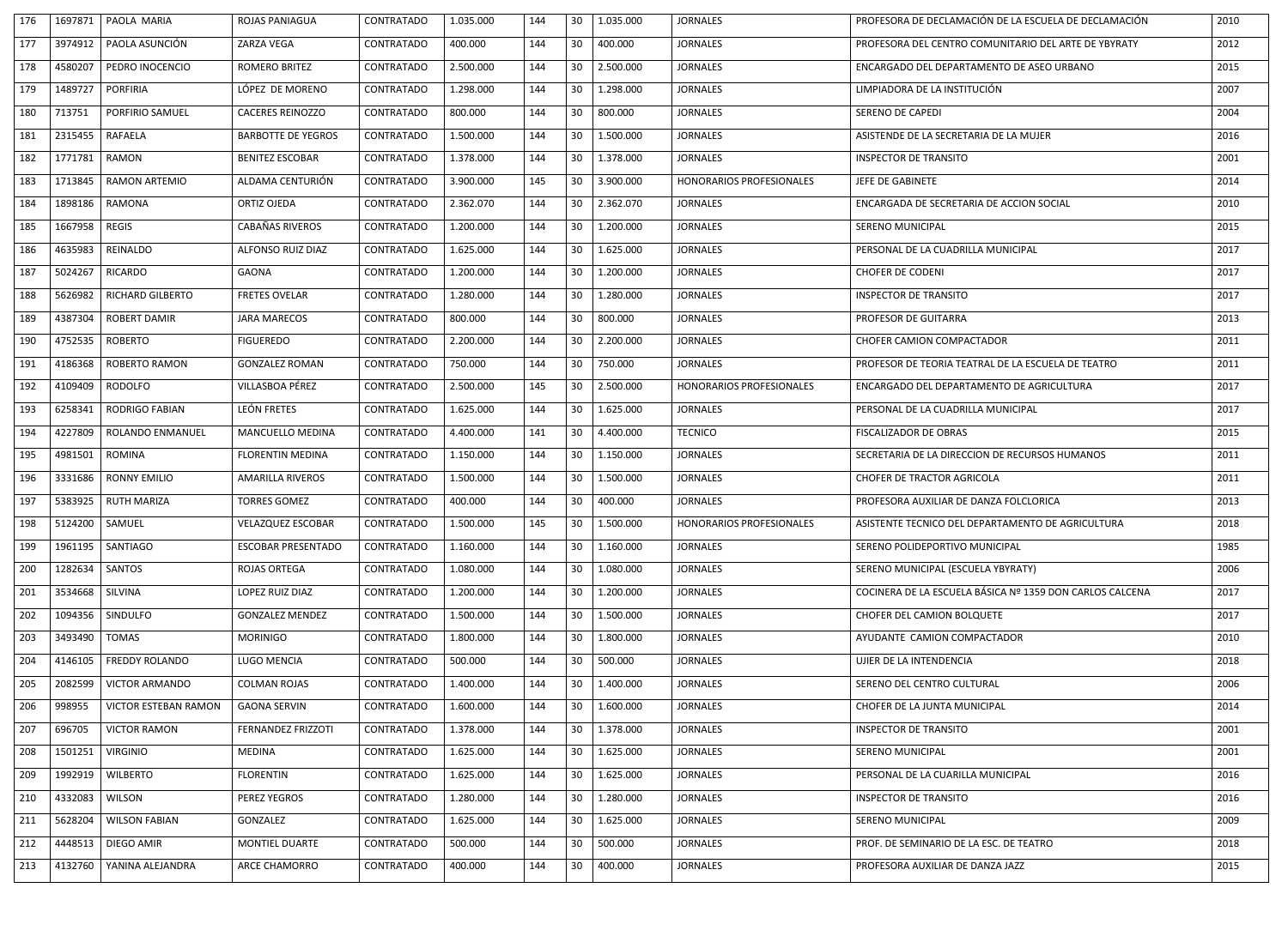| | | | | | | | | | | | |
|---|---|---|---|---|---|---|---|---|---|---|---|
| 176 | 1697871 | PAOLA MARIA | ROJAS PANIAGUA | CONTRATADO | 1.035.000 | 144 | 30 | 1.035.000 | JORNALES | PROFESORA DE DECLAMACIÓN DE LA ESCUELA DE DECLAMACIÓN | 2010 |
| 177 | 3974912 | PAOLA ASUNCIÓN | ZARZA VEGA | CONTRATADO | 400.000 | 144 | 30 | 400.000 | JORNALES | PROFESORA DEL CENTRO COMUNITARIO DEL ARTE DE YBYRATY | 2012 |
| 178 | 4580207 | PEDRO INOCENCIO | ROMERO BRITEZ | CONTRATADO | 2.500.000 | 144 | 30 | 2.500.000 | JORNALES | ENCARGADO DEL DEPARTAMENTO DE ASEO URBANO | 2015 |
| 179 | 1489727 | PORFIRIA | LÓPEZ DE MORENO | CONTRATADO | 1.298.000 | 144 | 30 | 1.298.000 | JORNALES | LIMPIADORA DE LA INSTITUCIÓN | 2007 |
| 180 | 713751 | PORFIRIO SAMUEL | CACERES REINOZZO | CONTRATADO | 800.000 | 144 | 30 | 800.000 | JORNALES | SERENO DE CAPEDI | 2004 |
| 181 | 2315455 | RAFAELA | BARBOTTE DE YEGROS | CONTRATADO | 1.500.000 | 144 | 30 | 1.500.000 | JORNALES | ASISTENDE DE LA SECRETARIA DE LA MUJER | 2016 |
| 182 | 1771781 | RAMON | BENITEZ ESCOBAR | CONTRATADO | 1.378.000 | 144 | 30 | 1.378.000 | JORNALES | INSPECTOR DE TRANSITO | 2001 |
| 183 | 1713845 | RAMON ARTEMIO | ALDAMA CENTURIÓN | CONTRATADO | 3.900.000 | 145 | 30 | 3.900.000 | HONORARIOS PROFESIONALES | JEFE DE GABINETE | 2014 |
| 184 | 1898186 | RAMONA | ORTIZ OJEDA | CONTRATADO | 2.362.070 | 144 | 30 | 2.362.070 | JORNALES | ENCARGADA DE SECRETARIA DE ACCION SOCIAL | 2010 |
| 185 | 1667958 | REGIS | CABAÑAS RIVEROS | CONTRATADO | 1.200.000 | 144 | 30 | 1.200.000 | JORNALES | SERENO MUNICIPAL | 2015 |
| 186 | 4635983 | REINALDO | ALFONSO RUIZ DIAZ | CONTRATADO | 1.625.000 | 144 | 30 | 1.625.000 | JORNALES | PERSONAL DE LA CUADRILLA MUNICIPAL | 2017 |
| 187 | 5024267 | RICARDO | GAONA | CONTRATADO | 1.200.000 | 144 | 30 | 1.200.000 | JORNALES | CHOFER DE CODENI | 2017 |
| 188 | 5626982 | RICHARD GILBERTO | FRETES OVELAR | CONTRATADO | 1.280.000 | 144 | 30 | 1.280.000 | JORNALES | INSPECTOR DE TRANSITO | 2017 |
| 189 | 4387304 | ROBERT DAMIR | JARA MARECOS | CONTRATADO | 800.000 | 144 | 30 | 800.000 | JORNALES | PROFESOR DE GUITARRA | 2013 |
| 190 | 4752535 | ROBERTO | FIGUEREDO | CONTRATADO | 2.200.000 | 144 | 30 | 2.200.000 | JORNALES | CHOFER CAMION COMPACTADOR | 2011 |
| 191 | 4186368 | ROBERTO RAMON | GONZALEZ ROMAN | CONTRATADO | 750.000 | 144 | 30 | 750.000 | JORNALES | PROFESOR DE TEORIA TEATRAL DE LA ESCUELA DE TEATRO | 2011 |
| 192 | 4109409 | RODOLFO | VILLASBOA PÉREZ | CONTRATADO | 2.500.000 | 145 | 30 | 2.500.000 | HONORARIOS PROFESIONALES | ENCARGADO DEL DEPARTAMENTO DE AGRICULTURA | 2017 |
| 193 | 6258341 | RODRIGO FABIAN | LEÓN FRETES | CONTRATADO | 1.625.000 | 144 | 30 | 1.625.000 | JORNALES | PERSONAL DE LA CUADRILLA MUNICIPAL | 2017 |
| 194 | 4227809 | ROLANDO ENMANUEL | MANCUELLO MEDINA | CONTRATADO | 4.400.000 | 141 | 30 | 4.400.000 | TECNICO | FISCALIZADOR DE OBRAS | 2015 |
| 195 | 4981501 | ROMINA | FLORENTIN MEDINA | CONTRATADO | 1.150.000 | 144 | 30 | 1.150.000 | JORNALES | SECRETARIA DE LA DIRECCION DE RECURSOS HUMANOS | 2011 |
| 196 | 3331686 | RONNY EMILIO | AMARILLA RIVEROS | CONTRATADO | 1.500.000 | 144 | 30 | 1.500.000 | JORNALES | CHOFER DE TRACTOR AGRICOLA | 2011 |
| 197 | 5383925 | RUTH MARIZA | TORRES GOMEZ | CONTRATADO | 400.000 | 144 | 30 | 400.000 | JORNALES | PROFESORA AUXILIAR DE DANZA FOLCLORICA | 2013 |
| 198 | 5124200 | SAMUEL | VELAZQUEZ ESCOBAR | CONTRATADO | 1.500.000 | 145 | 30 | 1.500.000 | HONORARIOS PROFESIONALES | ASISTENTE TECNICO DEL DEPARTAMENTO DE AGRICULTURA | 2018 |
| 199 | 1961195 | SANTIAGO | ESCOBAR PRESENTADO | CONTRATADO | 1.160.000 | 144 | 30 | 1.160.000 | JORNALES | SERENO POLIDEPORTIVO MUNICIPAL | 1985 |
| 200 | 1282634 | SANTOS | ROJAS ORTEGA | CONTRATADO | 1.080.000 | 144 | 30 | 1.080.000 | JORNALES | SERENO MUNICIPAL (ESCUELA YBYRATY) | 2006 |
| 201 | 3534668 | SILVINA | LOPEZ RUIZ DIAZ | CONTRATADO | 1.200.000 | 144 | 30 | 1.200.000 | JORNALES | COCINERA DE LA ESCUELA BÁSICA Nº 1359 DON CARLOS CALCENA | 2017 |
| 202 | 1094356 | SINDULFO | GONZALEZ MENDEZ | CONTRATADO | 1.500.000 | 144 | 30 | 1.500.000 | JORNALES | CHOFER DEL CAMION BOLQUETE | 2017 |
| 203 | 3493490 | TOMAS | MORINIGO | CONTRATADO | 1.800.000 | 144 | 30 | 1.800.000 | JORNALES | AYUDANTE CAMION COMPACTADOR | 2010 |
| 204 | 4146105 | FREDDY ROLANDO | LUGO MENCIA | CONTRATADO | 500.000 | 144 | 30 | 500.000 | JORNALES | UJIER DE LA INTENDENCIA | 2018 |
| 205 | 2082599 | VICTOR ARMANDO | COLMAN ROJAS | CONTRATADO | 1.400.000 | 144 | 30 | 1.400.000 | JORNALES | SERENO DEL CENTRO CULTURAL | 2006 |
| 206 | 998955 | VICTOR ESTEBAN RAMON | GAONA SERVIN | CONTRATADO | 1.600.000 | 144 | 30 | 1.600.000 | JORNALES | CHOFER DE LA JUNTA MUNICIPAL | 2014 |
| 207 | 696705 | VICTOR RAMON | FERNANDEZ FRIZZOTI | CONTRATADO | 1.378.000 | 144 | 30 | 1.378.000 | JORNALES | INSPECTOR DE TRANSITO | 2001 |
| 208 | 1501251 | VIRGINIO | MEDINA | CONTRATADO | 1.625.000 | 144 | 30 | 1.625.000 | JORNALES | SERENO MUNICIPAL | 2001 |
| 209 | 1992919 | WILBERTO | FLORENTIN | CONTRATADO | 1.625.000 | 144 | 30 | 1.625.000 | JORNALES | PERSONAL DE LA CUARILLA MUNICIPAL | 2016 |
| 210 | 4332083 | WILSON | PEREZ YEGROS | CONTRATADO | 1.280.000 | 144 | 30 | 1.280.000 | JORNALES | INSPECTOR DE TRANSITO | 2016 |
| 211 | 5628204 | WILSON FABIAN | GONZALEZ | CONTRATADO | 1.625.000 | 144 | 30 | 1.625.000 | JORNALES | SERENO MUNICIPAL | 2009 |
| 212 | 4448513 | DIEGO AMIR | MONTIEL DUARTE | CONTRATADO | 500.000 | 144 | 30 | 500.000 | JORNALES | PROF. DE SEMINARIO DE LA ESC. DE TEATRO | 2018 |
| 213 | 4132760 | YANINA ALEJANDRA | ARCE CHAMORRO | CONTRATADO | 400.000 | 144 | 30 | 400.000 | JORNALES | PROFESORA AUXILIAR DE DANZA JAZZ | 2015 |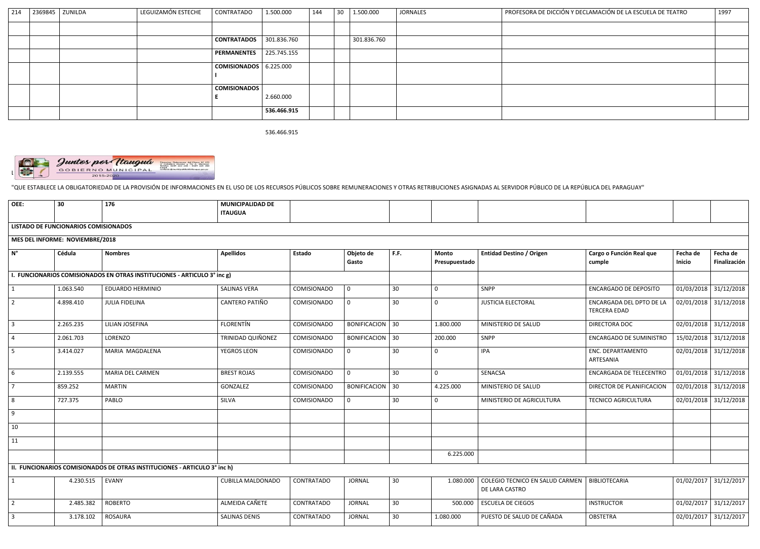| 214 | 2369845 | ZUNILDA | LEGUIZAMÓN ESTECHE | CONTRATADO | 1.500.000 | 144 | 30 | 1.500.000 | JORNALES | PROFESORA DE DICCIÓN Y DECLAMACIÓN DE LA ESCUELA DE TEATRO | 1997 |
|---|---|---|---|---|---|---|---|---|---|---|---|
| | | | | | | | | | | | |
| | | | | **CONTRATADOS** | 301.836.760 | | | 301.836.760 | | | |
| | | | | **PERMANENTES** | 225.745.155 | | | | | | |
| | | | | **COMISIONADOS I** | 6.225.000 | | | | | | |
| | | | | **COMISIONADOS E** | 2.660.000 | | | | | | |
| | | | | | **536.466.915** | | | | | | |

536.466.915

Juntos por Itauguá
GOBIERNO MUNICIPAL
2015-2020

"QUE ESTABLECE LA OBLIGATORIEDAD DE LA PROVISIÓN DE INFORMACIONES EN EL USO DE LOS RECURSOS PÚBLICOS SOBRE REMUNERACIONES Y OTRAS RETRIBUCIONES ASIGNADAS AL SERVIDOR PÚBLICO DE LA REPÚBLICA DEL PARAGUAY"

| **OEE:** | **30** | **176** | **MUNICIPALIDAD DE ITAUGUA** | | | | | | | | |
|---|---|---|---|---|---|---|---|---|---|---|---|
| **LISTADO DE FUNCIONARIOS COMISIONADOS** | | | | | | | | | | | |
| **MES DEL INFORME: NOVIEMBRE/2018** | | | | | | | | | | | |
| **N°** | **Cédula** | **Nombres** | **Apellidos** | **Estado** | **Objeto de Gasto** | **F.F.** | **Monto Presupuestado** | **Entidad Destino / Origen** | **Cargo o Función Real que cumple** | **Fecha de Inicio** | **Fecha de Finalización** |
| **I. FUNCIONARIOS COMISIONADOS EN OTRAS INSTITUCIONES - ARTICULO 3° inc g)** | | | | | | | | | | | |
| 1 | 1.063.540 | EDUARDO HERMINIO | SALINAS VERA | COMISIONADO | 0 | 30 | 0 | SNPP | ENCARGADO DE DEPOSITO | 01/03/2018 | 31/12/2018 |
| 2 | 4.898.410 | JULIA FIDELINA | CANTERO PATIÑO | COMISIONADO | 0 | 30 | 0 | JUSTICIA ELECTORAL | ENCARGADA DEL DPTO DE LA TERCERA EDAD | 02/01/2018 | 31/12/2018 |
| 3 | 2.265.235 | LILIAN JOSEFINA | FLORENTÍN | COMISIONADO | BONIFICACION | 30 | 1.800.000 | MINISTERIO DE SALUD | DIRECTORA DOC | 02/01/2018 | 31/12/2018 |
| 4 | 2.061.703 | LORENZO | TRINIDAD QUIÑONEZ | COMISIONADO | BONIFICACION | 30 | 200.000 | SNPP | ENCARGADO DE SUMINISTRO | 15/02/2018 | 31/12/2018 |
| 5 | 3.414.027 | MARIA MAGDALENA | YEGROS LEON | COMISIONADO | 0 | 30 | 0 | IPA | ENC. DEPARTAMENTO ARTESANIA | 02/01/2018 | 31/12/2018 |
| 6 | 2.139.555 | MARIA DEL CARMEN | BREST ROJAS | COMISIONADO | 0 | 30 | 0 | SENACSA | ENCARGADA DE TELECENTRO | 01/01/2018 | 31/12/2018 |
| 7 | 859.252 | MARTIN | GONZALEZ | COMISIONADO | BONIFICACION | 30 | 4.225.000 | MINISTERIO DE SALUD | DIRECTOR DE PLANIFICACION | 02/01/2018 | 31/12/2018 |
| 8 | 727.375 | PABLO | SILVA | COMISIONADO | 0 | 30 | 0 | MINISTERIO DE AGRICULTURA | TECNICO AGRICULTURA | 02/01/2018 | 31/12/2018 |
| 9 | | | | | | | | | | | |
| 10 | | | | | | | | | | | |
| 11 | | | | | | | | | | | |
| | | | | | | | 6.225.000 | | | | |
| **II. FUNCIONARIOS COMISIONADOS DE OTRAS INSTITUCIONES - ARTICULO 3° inc h)** | | | | | | | | | | | |
| 1 | 4.230.515 | EVANY | CUBILLA MALDONADO | CONTRATADO | JORNAL | 30 | 1.080.000 | COLEGIO TECNICO EN SALUD CARMEN DE LARA CASTRO | BIBLIOTECARIA | 01/02/2017 | 31/12/2017 |
| 2 | 2.485.382 | ROBERTO | ALMEIDA CAÑETE | CONTRATADO | JORNAL | 30 | 500.000 | ESCUELA DE CIEGOS | INSTRUCTOR | 01/02/2017 | 31/12/2017 |
| 3 | 3.178.102 | ROSAURA | SALINAS DENIS | CONTRATADO | JORNAL | 30 | 1.080.000 | PUESTO DE SALUD DE CAÑADA | OBSTETRA | 02/01/2017 | 31/12/2017 |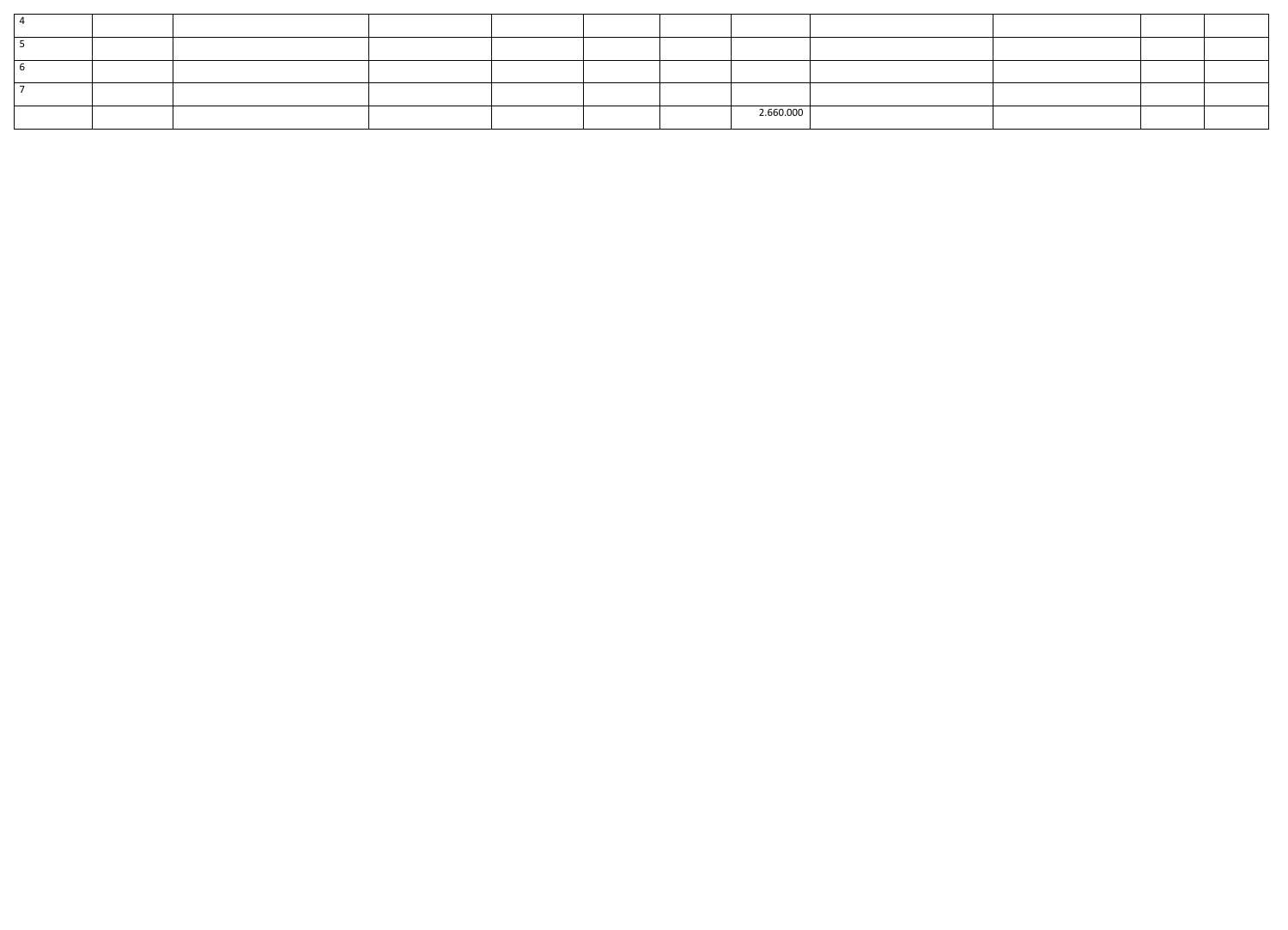| | | | | | | | | | | | |
|---|---|---|---|---|---|---|---|---|---|---|---|
| 4 | | | | | | | | | | | |
| 5 | | | | | | | | | | | |
| 6 | | | | | | | | | | | |
| 7 | | | | | | | | | | | |
| | | | | | | | 2.660.000 | | | | |